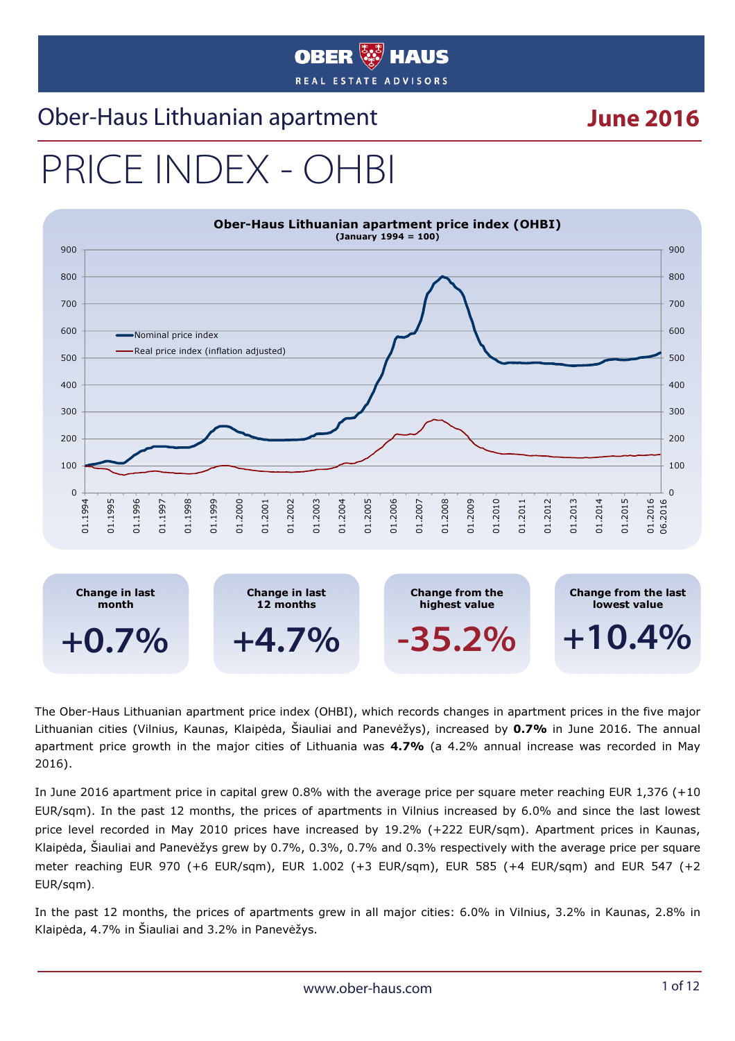OBER HAUS
REAL ESTATE ADVISORS

# Ober-Haus Lithuanian apartment PRICE INDEX - OHBI

**June 2016**

**Ober-Haus Lithuanian apartment price index (OHBI)**
**(January 1994 = 100)**

| Change in last month | Change in last 12 months | Change from the highest value | Change from the last lowest value |
|---|---|---|---|
| +0.7% | +4.7% | -35.2% | +10.4% |

The Ober-Haus Lithuanian apartment price index (OHBI), which records changes in apartment prices in the five major Lithuanian cities (Vilnius, Kaunas, Klaipėda, Šiauliai and Panevėžys), increased by **0.7%** in June 2016. The annual apartment price growth in the major cities of Lithuania was **4.7%** (a 4.2% annual increase was recorded in May 2016).

In June 2016 apartment price in capital grew 0.8% with the average price per square meter reaching EUR 1,376 (+10 EUR/sqm). In the past 12 months, the prices of apartments in Vilnius increased by 6.0% and since the last lowest price level recorded in May 2010 prices have increased by 19.2% (+222 EUR/sqm). Apartment prices in Kaunas, Klaipėda, Šiauliai and Panevėžys grew by 0.7%, 0.3%, 0.7% and 0.3% respectively with the average price per square meter reaching EUR 970 (+6 EUR/sqm), EUR 1.002 (+3 EUR/sqm), EUR 585 (+4 EUR/sqm) and EUR 547 (+2 EUR/sqm).

In the past 12 months, the prices of apartments grew in all major cities: 6.0% in Vilnius, 3.2% in Kaunas, 2.8% in Klaipėda, 4.7% in Šiauliai and 3.2% in Panevėžys.

www.ober-haus.com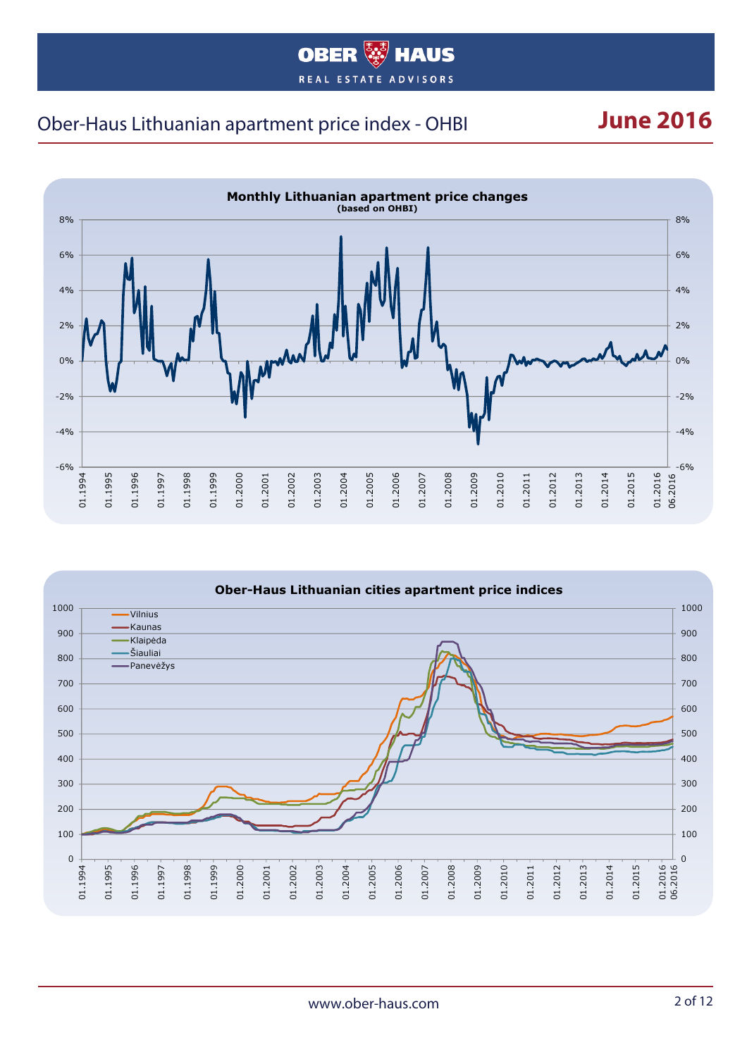# Ober-Haus Lithuanian apartment price index - OHBI

**June 2016**

**Monthly Lithuanian apartment price changes**
(based on OHBI)

**Ober-Haus Lithuanian cities apartment price indices**

- Vilnius
- Kaunas
- Klaipėda
- Šiauliai
- Panevėžys

www.ober-haus.com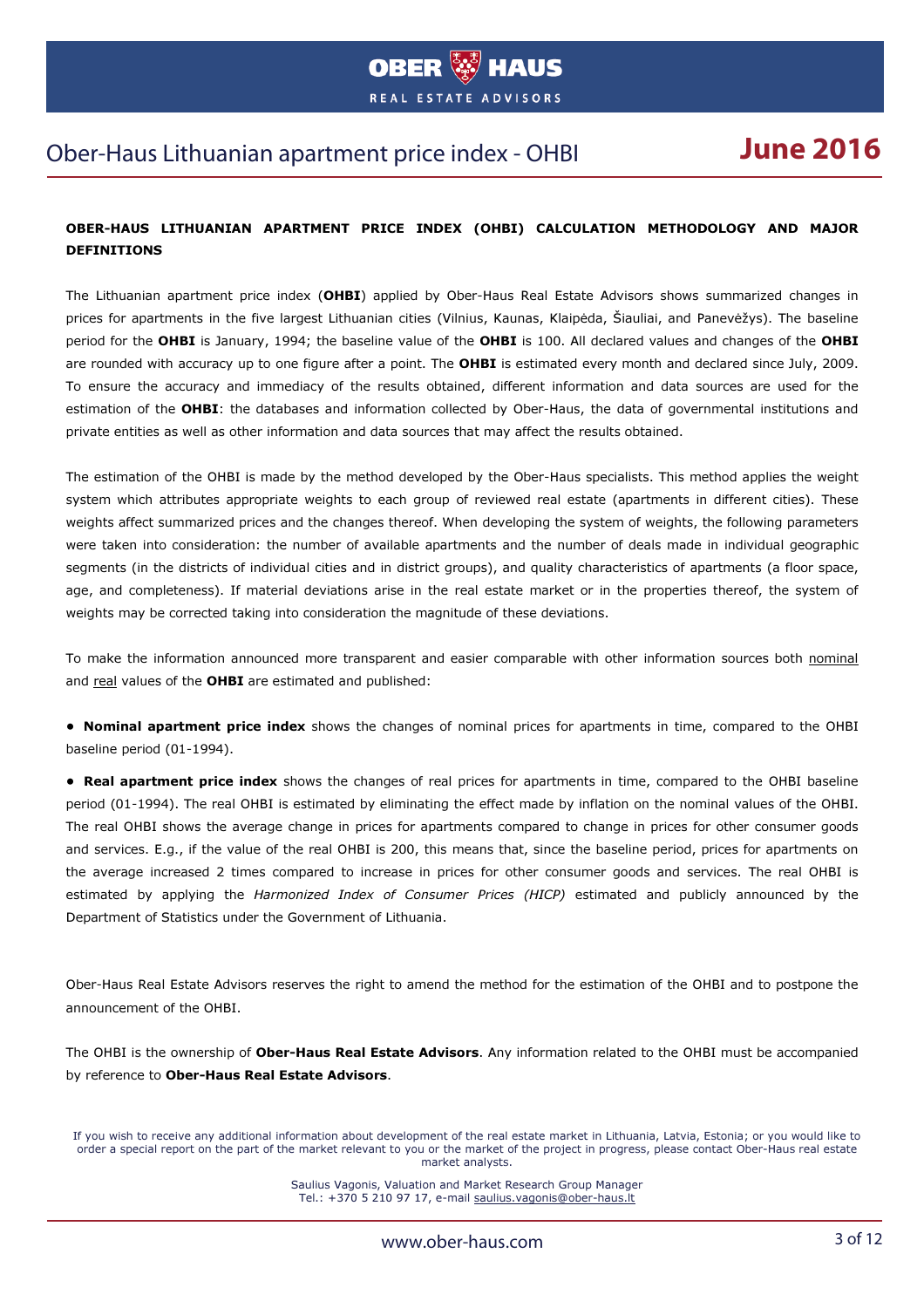**OBER-HAUS LITHUANIAN APARTMENT PRICE INDEX (OHBI) CALCULATION METHODOLOGY AND MAJOR DEFINITIONS**

The Lithuanian apartment price index (**OHBI**) applied by Ober-Haus Real Estate Advisors shows summarized changes in prices for apartments in the five largest Lithuanian cities (Vilnius, Kaunas, Klaipėda, Šiauliai, and Panevėžys). The baseline period for the **OHBI** is January, 1994; the baseline value of the **OHBI** is 100. All declared values and changes of the **OHBI** are rounded with accuracy up to one figure after a point. The **OHBI** is estimated every month and declared since July, 2009. To ensure the accuracy and immediacy of the results obtained, different information and data sources are used for the estimation of the **OHBI**: the databases and information collected by Ober-Haus, the data of governmental institutions and private entities as well as other information and data sources that may affect the results obtained.

The estimation of the OHBI is made by the method developed by the Ober-Haus specialists. This method applies the weight system which attributes appropriate weights to each group of reviewed real estate (apartments in different cities). These weights affect summarized prices and the changes thereof. When developing the system of weights, the following parameters were taken into consideration: the number of available apartments and the number of deals made in individual geographic segments (in the districts of individual cities and in district groups), and quality characteristics of apartments (a floor space, age, and completeness). If material deviations arise in the real estate market or in the properties thereof, the system of weights may be corrected taking into consideration the magnitude of these deviations.

To make the information announced more transparent and easier comparable with other information sources both nominal and real values of the **OHBI** are estimated and published:

- **Nominal apartment price index** shows the changes of nominal prices for apartments in time, compared to the OHBI baseline period (01-1994).
- **Real apartment price index** shows the changes of real prices for apartments in time, compared to the OHBI baseline period (01-1994). The real OHBI is estimated by eliminating the effect made by inflation on the nominal values of the OHBI. The real OHBI shows the average change in prices for apartments compared to change in prices for other consumer goods and services. E.g., if the value of the real OHBI is 200, this means that, since the baseline period, prices for apartments on the average increased 2 times compared to increase in prices for other consumer goods and services. The real OHBI is estimated by applying the *Harmonized Index of Consumer Prices (HICP)* estimated and publicly announced by the Department of Statistics under the Government of Lithuania.

Ober-Haus Real Estate Advisors reserves the right to amend the method for the estimation of the OHBI and to postpone the announcement of the OHBI.

The OHBI is the ownership of **Ober-Haus Real Estate Advisors**. Any information related to the OHBI must be accompanied by reference to **Ober-Haus Real Estate Advisors**.

If you wish to receive any additional information about development of the real estate market in Lithuania, Latvia, Estonia; or you would like to order a special report on the part of the market relevant to you or the market of the project in progress, please contact Ober-Haus real estate market analysts.

Saulius Vagonis, Valuation and Market Research Group Manager
Tel.: +370 5 210 97 17, e-mail saulius.vagonis@ober-haus.lt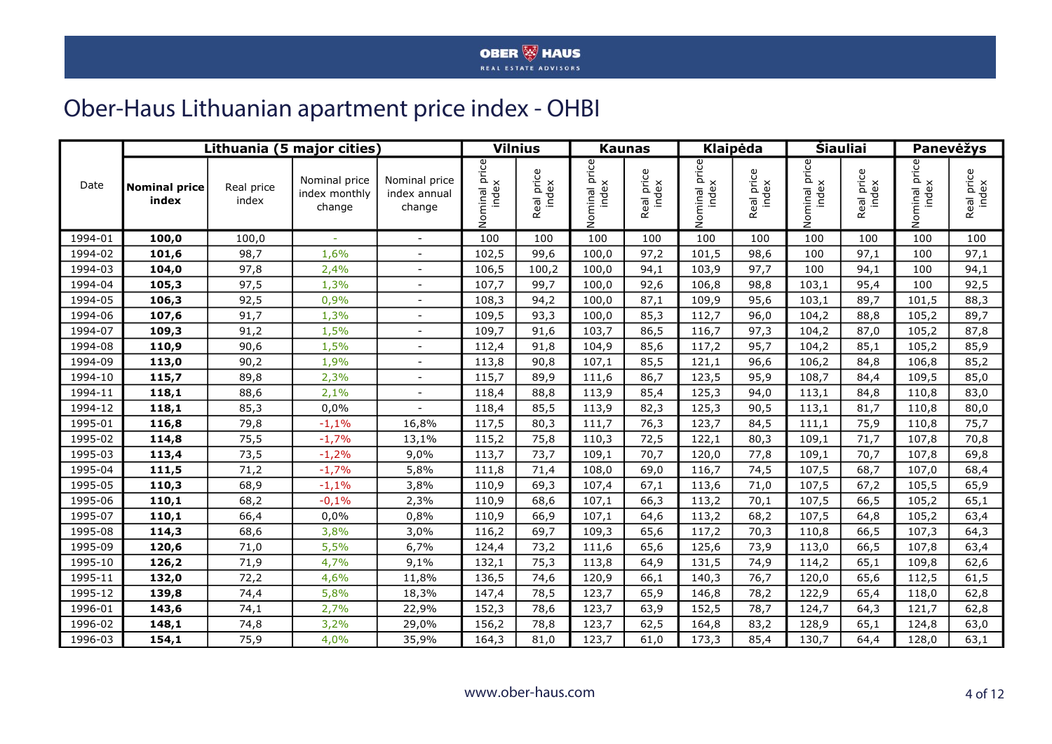# Ober-Haus Lithuanian apartment price index - OHBI

| Date | Lithuania (5 major cities) | | | | Vilnius | | Kaunas | | Klaipėda | | Šiauliai | | Panevėžys | |
|---|---|---|---|---|---|---|---|---|---|---|---|---|---|---|
| | **Nominal price index** | Real price index | Nominal price index monthly change | Nominal price index annual change | Nominal price index | Real price index | Nominal price index | Real price index | Nominal price index | Real price index | Nominal price index | Real price index | Nominal price index | Real price index |
| 1994-01 | **100,0** | 100,0 | - | - | 100 | 100 | 100 | 100 | 100 | 100 | 100 | 100 | 100 | 100 |
| 1994-02 | **101,6** | 98,7 | 1,6% | - | 102,5 | 99,6 | 100,0 | 97,2 | 101,5 | 98,6 | 100 | 97,1 | 100 | 97,1 |
| 1994-03 | **104,0** | 97,8 | 2,4% | - | 106,5 | 100,2 | 100,0 | 94,1 | 103,9 | 97,7 | 100 | 94,1 | 100 | 94,1 |
| 1994-04 | **105,3** | 97,5 | 1,3% | - | 107,7 | 99,7 | 100,0 | 92,6 | 106,8 | 98,8 | 103,1 | 95,4 | 100 | 92,5 |
| 1994-05 | **106,3** | 92,5 | 0,9% | - | 108,3 | 94,2 | 100,0 | 87,1 | 109,9 | 95,6 | 103,1 | 89,7 | 101,5 | 88,3 |
| 1994-06 | **107,6** | 91,7 | 1,3% | - | 109,5 | 93,3 | 100,0 | 85,3 | 112,7 | 96,0 | 104,2 | 88,8 | 105,2 | 89,7 |
| 1994-07 | **109,3** | 91,2 | 1,5% | - | 109,7 | 91,6 | 103,7 | 86,5 | 116,7 | 97,3 | 104,2 | 87,0 | 105,2 | 87,8 |
| 1994-08 | **110,9** | 90,6 | 1,5% | - | 112,4 | 91,8 | 104,9 | 85,6 | 117,2 | 95,7 | 104,2 | 85,1 | 105,2 | 85,9 |
| 1994-09 | **113,0** | 90,2 | 1,9% | - | 113,8 | 90,8 | 107,1 | 85,5 | 121,1 | 96,6 | 106,2 | 84,8 | 106,8 | 85,2 |
| 1994-10 | **115,7** | 89,8 | 2,3% | - | 115,7 | 89,9 | 111,6 | 86,7 | 123,5 | 95,9 | 108,7 | 84,4 | 109,5 | 85,0 |
| 1994-11 | **118,1** | 88,6 | 2,1% | - | 118,4 | 88,8 | 113,9 | 85,4 | 125,3 | 94,0 | 113,1 | 84,8 | 110,8 | 83,0 |
| 1994-12 | **118,1** | 85,3 | 0,0% | - | 118,4 | 85,5 | 113,9 | 82,3 | 125,3 | 90,5 | 113,1 | 81,7 | 110,8 | 80,0 |
| 1995-01 | **116,8** | 79,8 | -1,1% | 16,8% | 117,5 | 80,3 | 111,7 | 76,3 | 123,7 | 84,5 | 111,1 | 75,9 | 110,8 | 75,7 |
| 1995-02 | **114,8** | 75,5 | -1,7% | 13,1% | 115,2 | 75,8 | 110,3 | 72,5 | 122,1 | 80,3 | 109,1 | 71,7 | 107,8 | 70,8 |
| 1995-03 | **113,4** | 73,5 | -1,2% | 9,0% | 113,7 | 73,7 | 109,1 | 70,7 | 120,0 | 77,8 | 109,1 | 70,7 | 107,8 | 69,8 |
| 1995-04 | **111,5** | 71,2 | -1,7% | 5,8% | 111,8 | 71,4 | 108,0 | 69,0 | 116,7 | 74,5 | 107,5 | 68,7 | 107,0 | 68,4 |
| 1995-05 | **110,3** | 68,9 | -1,1% | 3,8% | 110,9 | 69,3 | 107,4 | 67,1 | 113,6 | 71,0 | 107,5 | 67,2 | 105,5 | 65,9 |
| 1995-06 | **110,1** | 68,2 | -0,1% | 2,3% | 110,9 | 68,6 | 107,1 | 66,3 | 113,2 | 70,1 | 107,5 | 66,5 | 105,2 | 65,1 |
| 1995-07 | **110,1** | 66,4 | 0,0% | 0,8% | 110,9 | 66,9 | 107,1 | 64,6 | 113,2 | 68,2 | 107,5 | 64,8 | 105,2 | 63,4 |
| 1995-08 | **114,3** | 68,6 | 3,8% | 3,0% | 116,2 | 69,7 | 109,3 | 65,6 | 117,2 | 70,3 | 110,8 | 66,5 | 107,3 | 64,3 |
| 1995-09 | **120,6** | 71,0 | 5,5% | 6,7% | 124,4 | 73,2 | 111,6 | 65,6 | 125,6 | 73,9 | 113,0 | 66,5 | 107,8 | 63,4 |
| 1995-10 | **126,2** | 71,9 | 4,7% | 9,1% | 132,1 | 75,3 | 113,8 | 64,9 | 131,5 | 74,9 | 114,2 | 65,1 | 109,8 | 62,6 |
| 1995-11 | **132,0** | 72,2 | 4,6% | 11,8% | 136,5 | 74,6 | 120,9 | 66,1 | 140,3 | 76,7 | 120,0 | 65,6 | 112,5 | 61,5 |
| 1995-12 | **139,8** | 74,4 | 5,8% | 18,3% | 147,4 | 78,5 | 123,7 | 65,9 | 146,8 | 78,2 | 122,9 | 65,4 | 118,0 | 62,8 |
| 1996-01 | **143,6** | 74,1 | 2,7% | 22,9% | 152,3 | 78,6 | 123,7 | 63,9 | 152,5 | 78,7 | 124,7 | 64,3 | 121,7 | 62,8 |
| 1996-02 | **148,1** | 74,8 | 3,2% | 29,0% | 156,2 | 78,8 | 123,7 | 62,5 | 164,8 | 83,2 | 128,9 | 65,1 | 124,8 | 63,0 |
| 1996-03 | **154,1** | 75,9 | 4,0% | 35,9% | 164,3 | 81,0 | 123,7 | 61,0 | 173,3 | 85,4 | 130,7 | 64,4 | 128,0 | 63,1 |

www.ober-haus.com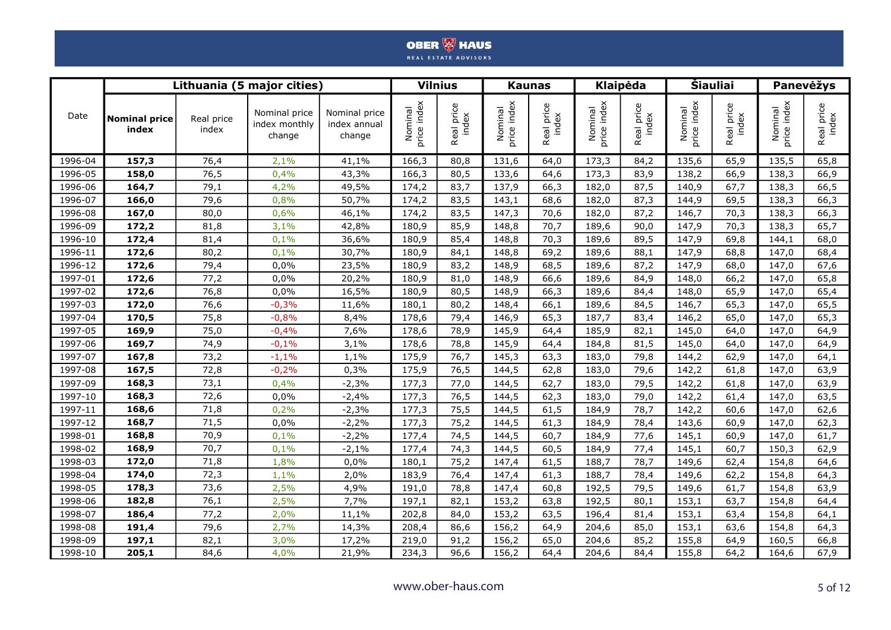| Date | Lithuania (5 major cities) | | | | Vilnius | | Kaunas | | Klaipėda | | Šiauliai | | Panevėžys | |
|---|---|---|---|---|---|---|---|---|---|---|---|---|---|---|
| | **Nominal price index** | Real price index | Nominal price index monthly change | Nominal price index annual change | Nominal price index | Real price index | Nominal price index | Real price index | Nominal price index | Real price index | Nominal price index | Real price index | Nominal price index | Real price index |
| 1996-04 | **157,3** | 76,4 | 2,1% | 41,1% | 166,3 | 80,8 | 131,6 | 64,0 | 173,3 | 84,2 | 135,6 | 65,9 | 135,5 | 65,8 |
| 1996-05 | **158,0** | 76,5 | 0,4% | 43,3% | 166,3 | 80,5 | 133,6 | 64,6 | 173,3 | 83,9 | 138,2 | 66,9 | 138,3 | 66,9 |
| 1996-06 | **164,7** | 79,1 | 4,2% | 49,5% | 174,2 | 83,7 | 137,9 | 66,3 | 182,0 | 87,5 | 140,9 | 67,7 | 138,3 | 66,5 |
| 1996-07 | **166,0** | 79,6 | 0,8% | 50,7% | 174,2 | 83,5 | 143,1 | 68,6 | 182,0 | 87,3 | 144,9 | 69,5 | 138,3 | 66,3 |
| 1996-08 | **167,0** | 80,0 | 0,6% | 46,1% | 174,2 | 83,5 | 147,3 | 70,6 | 182,0 | 87,2 | 146,7 | 70,3 | 138,3 | 66,3 |
| 1996-09 | **172,2** | 81,8 | 3,1% | 42,8% | 180,9 | 85,9 | 148,8 | 70,7 | 189,6 | 90,0 | 147,9 | 70,3 | 138,3 | 65,7 |
| 1996-10 | **172,4** | 81,4 | 0,1% | 36,6% | 180,9 | 85,4 | 148,8 | 70,3 | 189,6 | 89,5 | 147,9 | 69,8 | 144,1 | 68,0 |
| 1996-11 | **172,6** | 80,2 | 0,1% | 30,7% | 180,9 | 84,1 | 148,8 | 69,2 | 189,6 | 88,1 | 147,9 | 68,8 | 147,0 | 68,4 |
| 1996-12 | **172,6** | 79,4 | 0,0% | 23,5% | 180,9 | 83,2 | 148,9 | 68,5 | 189,6 | 87,2 | 147,9 | 68,0 | 147,0 | 67,6 |
| 1997-01 | **172,6** | 77,2 | 0,0% | 20,2% | 180,9 | 81,0 | 148,9 | 66,6 | 189,6 | 84,9 | 148,0 | 66,2 | 147,0 | 65,8 |
| 1997-02 | **172,6** | 76,8 | 0,0% | 16,5% | 180,9 | 80,5 | 148,9 | 66,3 | 189,6 | 84,4 | 148,0 | 65,9 | 147,0 | 65,4 |
| 1997-03 | **172,0** | 76,6 | -0,3% | 11,6% | 180,1 | 80,2 | 148,4 | 66,1 | 189,6 | 84,5 | 146,7 | 65,3 | 147,0 | 65,5 |
| 1997-04 | **170,5** | 75,8 | -0,8% | 8,4% | 178,6 | 79,4 | 146,9 | 65,3 | 187,7 | 83,4 | 146,2 | 65,0 | 147,0 | 65,3 |
| 1997-05 | **169,9** | 75,0 | -0,4% | 7,6% | 178,6 | 78,9 | 145,9 | 64,4 | 185,9 | 82,1 | 145,0 | 64,0 | 147,0 | 64,9 |
| 1997-06 | **169,7** | 74,9 | -0,1% | 3,1% | 178,6 | 78,8 | 145,9 | 64,4 | 184,8 | 81,5 | 145,0 | 64,0 | 147,0 | 64,9 |
| 1997-07 | **167,8** | 73,2 | -1,1% | 1,1% | 175,9 | 76,7 | 145,3 | 63,3 | 183,0 | 79,8 | 144,2 | 62,9 | 147,0 | 64,1 |
| 1997-08 | **167,5** | 72,8 | -0,2% | 0,3% | 175,9 | 76,5 | 144,5 | 62,8 | 183,0 | 79,6 | 142,2 | 61,8 | 147,0 | 63,9 |
| 1997-09 | **168,3** | 73,1 | 0,4% | -2,3% | 177,3 | 77,0 | 144,5 | 62,7 | 183,0 | 79,5 | 142,2 | 61,8 | 147,0 | 63,9 |
| 1997-10 | **168,3** | 72,6 | 0,0% | -2,4% | 177,3 | 76,5 | 144,5 | 62,3 | 183,0 | 79,0 | 142,2 | 61,4 | 147,0 | 63,5 |
| 1997-11 | **168,6** | 71,8 | 0,2% | -2,3% | 177,3 | 75,5 | 144,5 | 61,5 | 184,9 | 78,7 | 142,2 | 60,6 | 147,0 | 62,6 |
| 1997-12 | **168,7** | 71,5 | 0,0% | -2,2% | 177,3 | 75,2 | 144,5 | 61,3 | 184,9 | 78,4 | 143,6 | 60,9 | 147,0 | 62,3 |
| 1998-01 | **168,8** | 70,9 | 0,1% | -2,2% | 177,4 | 74,5 | 144,5 | 60,7 | 184,9 | 77,6 | 145,1 | 60,9 | 147,0 | 61,7 |
| 1998-02 | **168,9** | 70,7 | 0,1% | -2,1% | 177,4 | 74,3 | 144,5 | 60,5 | 184,9 | 77,4 | 145,1 | 60,7 | 150,3 | 62,9 |
| 1998-03 | **172,0** | 71,8 | 1,8% | 0,0% | 180,1 | 75,2 | 147,4 | 61,5 | 188,7 | 78,7 | 149,6 | 62,4 | 154,8 | 64,6 |
| 1998-04 | **174,0** | 72,3 | 1,1% | 2,0% | 183,9 | 76,4 | 147,4 | 61,3 | 188,7 | 78,4 | 149,6 | 62,2 | 154,8 | 64,3 |
| 1998-05 | **178,3** | 73,6 | 2,5% | 4,9% | 191,0 | 78,8 | 147,4 | 60,8 | 192,5 | 79,5 | 149,6 | 61,7 | 154,8 | 63,9 |
| 1998-06 | **182,8** | 76,1 | 2,5% | 7,7% | 197,1 | 82,1 | 153,2 | 63,8 | 192,5 | 80,1 | 153,1 | 63,7 | 154,8 | 64,4 |
| 1998-07 | **186,4** | 77,2 | 2,0% | 11,1% | 202,8 | 84,0 | 153,2 | 63,5 | 196,4 | 81,4 | 153,1 | 63,4 | 154,8 | 64,1 |
| 1998-08 | **191,4** | 79,6 | 2,7% | 14,3% | 208,4 | 86,6 | 156,2 | 64,9 | 204,6 | 85,0 | 153,1 | 63,6 | 154,8 | 64,3 |
| 1998-09 | **197,1** | 82,1 | 3,0% | 17,2% | 219,0 | 91,2 | 156,2 | 65,0 | 204,6 | 85,2 | 155,8 | 64,9 | 160,5 | 66,8 |
| 1998-10 | **205,1** | 84,6 | 4,0% | 21,9% | 234,3 | 96,6 | 156,2 | 64,4 | 204,6 | 84,4 | 155,8 | 64,2 | 164,6 | 67,9 |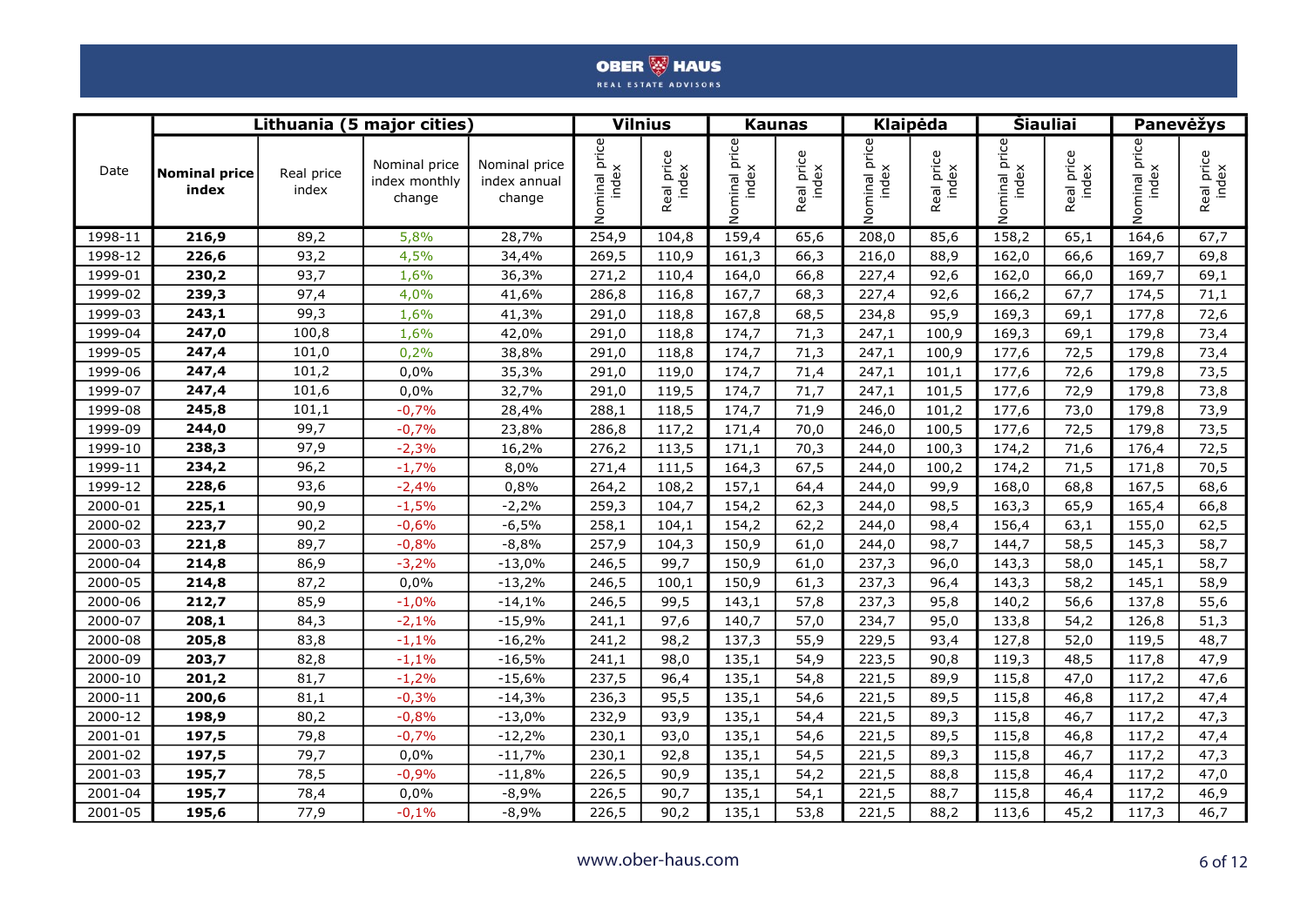| Date | Lithuania (5 major cities) | | | | Vilnius | | Kaunas | | Klaipėda | | Šiauliai | | Panevėžys | |
|---|---|---|---|---|---|---|---|---|---|---|---|---|---|---|
| | **Nominal price index** | Real price index | Nominal price index monthly change | Nominal price index annual change | Nominal price index | Real price index | Nominal price index | Real price index | Nominal price index | Real price index | Nominal price index | Real price index | Nominal price index | Real price index |
| 1998-11 | **216,9** | 89,2 | 5,8% | 28,7% | 254,9 | 104,8 | 159,4 | 65,6 | 208,0 | 85,6 | 158,2 | 65,1 | 164,6 | 67,7 |
| 1998-12 | **226,6** | 93,2 | 4,5% | 34,4% | 269,5 | 110,9 | 161,3 | 66,3 | 216,0 | 88,9 | 162,0 | 66,6 | 169,7 | 69,8 |
| 1999-01 | **230,2** | 93,7 | 1,6% | 36,3% | 271,2 | 110,4 | 164,0 | 66,8 | 227,4 | 92,6 | 162,0 | 66,0 | 169,7 | 69,1 |
| 1999-02 | **239,3** | 97,4 | 4,0% | 41,6% | 286,8 | 116,8 | 167,7 | 68,3 | 227,4 | 92,6 | 166,2 | 67,7 | 174,5 | 71,1 |
| 1999-03 | **243,1** | 99,3 | 1,6% | 41,3% | 291,0 | 118,8 | 167,8 | 68,5 | 234,8 | 95,9 | 169,3 | 69,1 | 177,8 | 72,6 |
| 1999-04 | **247,0** | 100,8 | 1,6% | 42,0% | 291,0 | 118,8 | 174,7 | 71,3 | 247,1 | 100,9 | 169,3 | 69,1 | 179,8 | 73,4 |
| 1999-05 | **247,4** | 101,0 | 0,2% | 38,8% | 291,0 | 118,8 | 174,7 | 71,3 | 247,1 | 100,9 | 177,6 | 72,5 | 179,8 | 73,4 |
| 1999-06 | **247,4** | 101,2 | 0,0% | 35,3% | 291,0 | 119,0 | 174,7 | 71,4 | 247,1 | 101,1 | 177,6 | 72,6 | 179,8 | 73,5 |
| 1999-07 | **247,4** | 101,6 | 0,0% | 32,7% | 291,0 | 119,5 | 174,7 | 71,7 | 247,1 | 101,5 | 177,6 | 72,9 | 179,8 | 73,8 |
| 1999-08 | **245,8** | 101,1 | -0,7% | 28,4% | 288,1 | 118,5 | 174,7 | 71,9 | 246,0 | 101,2 | 177,6 | 73,0 | 179,8 | 73,9 |
| 1999-09 | **244,0** | 99,7 | -0,7% | 23,8% | 286,8 | 117,2 | 171,4 | 70,0 | 246,0 | 100,5 | 177,6 | 72,5 | 179,8 | 73,5 |
| 1999-10 | **238,3** | 97,9 | -2,3% | 16,2% | 276,2 | 113,5 | 171,1 | 70,3 | 244,0 | 100,3 | 174,2 | 71,6 | 176,4 | 72,5 |
| 1999-11 | **234,2** | 96,2 | -1,7% | 8,0% | 271,4 | 111,5 | 164,3 | 67,5 | 244,0 | 100,2 | 174,2 | 71,5 | 171,8 | 70,5 |
| 1999-12 | **228,6** | 93,6 | -2,4% | 0,8% | 264,2 | 108,2 | 157,1 | 64,4 | 244,0 | 99,9 | 168,0 | 68,8 | 167,5 | 68,6 |
| 2000-01 | **225,1** | 90,9 | -1,5% | -2,2% | 259,3 | 104,7 | 154,2 | 62,3 | 244,0 | 98,5 | 163,3 | 65,9 | 165,4 | 66,8 |
| 2000-02 | **223,7** | 90,2 | -0,6% | -6,5% | 258,1 | 104,1 | 154,2 | 62,2 | 244,0 | 98,4 | 156,4 | 63,1 | 155,0 | 62,5 |
| 2000-03 | **221,8** | 89,7 | -0,8% | -8,8% | 257,9 | 104,3 | 150,9 | 61,0 | 244,0 | 98,7 | 144,7 | 58,5 | 145,3 | 58,7 |
| 2000-04 | **214,8** | 86,9 | -3,2% | -13,0% | 246,5 | 99,7 | 150,9 | 61,0 | 237,3 | 96,0 | 143,3 | 58,0 | 145,1 | 58,7 |
| 2000-05 | **214,8** | 87,2 | 0,0% | -13,2% | 246,5 | 100,1 | 150,9 | 61,3 | 237,3 | 96,4 | 143,3 | 58,2 | 145,1 | 58,9 |
| 2000-06 | **212,7** | 85,9 | -1,0% | -14,1% | 246,5 | 99,5 | 143,1 | 57,8 | 237,3 | 95,8 | 140,2 | 56,6 | 137,8 | 55,6 |
| 2000-07 | **208,1** | 84,3 | -2,1% | -15,9% | 241,1 | 97,6 | 140,7 | 57,0 | 234,7 | 95,0 | 133,8 | 54,2 | 126,8 | 51,3 |
| 2000-08 | **205,8** | 83,8 | -1,1% | -16,2% | 241,2 | 98,2 | 137,3 | 55,9 | 229,5 | 93,4 | 127,8 | 52,0 | 119,5 | 48,7 |
| 2000-09 | **203,7** | 82,8 | -1,1% | -16,5% | 241,1 | 98,0 | 135,1 | 54,9 | 223,5 | 90,8 | 119,3 | 48,5 | 117,8 | 47,9 |
| 2000-10 | **201,2** | 81,7 | -1,2% | -15,6% | 237,5 | 96,4 | 135,1 | 54,8 | 221,5 | 89,9 | 115,8 | 47,0 | 117,2 | 47,6 |
| 2000-11 | **200,6** | 81,1 | -0,3% | -14,3% | 236,3 | 95,5 | 135,1 | 54,6 | 221,5 | 89,5 | 115,8 | 46,8 | 117,2 | 47,4 |
| 2000-12 | **198,9** | 80,2 | -0,8% | -13,0% | 232,9 | 93,9 | 135,1 | 54,4 | 221,5 | 89,3 | 115,8 | 46,7 | 117,2 | 47,3 |
| 2001-01 | **197,5** | 79,8 | -0,7% | -12,2% | 230,1 | 93,0 | 135,1 | 54,6 | 221,5 | 89,5 | 115,8 | 46,8 | 117,2 | 47,4 |
| 2001-02 | **197,5** | 79,7 | 0,0% | -11,7% | 230,1 | 92,8 | 135,1 | 54,5 | 221,5 | 89,3 | 115,8 | 46,7 | 117,2 | 47,3 |
| 2001-03 | **195,7** | 78,5 | -0,9% | -11,8% | 226,5 | 90,9 | 135,1 | 54,2 | 221,5 | 88,8 | 115,8 | 46,4 | 117,2 | 47,0 |
| 2001-04 | **195,7** | 78,4 | 0,0% | -8,9% | 226,5 | 90,7 | 135,1 | 54,1 | 221,5 | 88,7 | 115,8 | 46,4 | 117,2 | 46,9 |
| 2001-05 | **195,6** | 77,9 | -0,1% | -8,9% | 226,5 | 90,2 | 135,1 | 53,8 | 221,5 | 88,2 | 113,6 | 45,2 | 117,3 | 46,7 |

www.ober-haus.com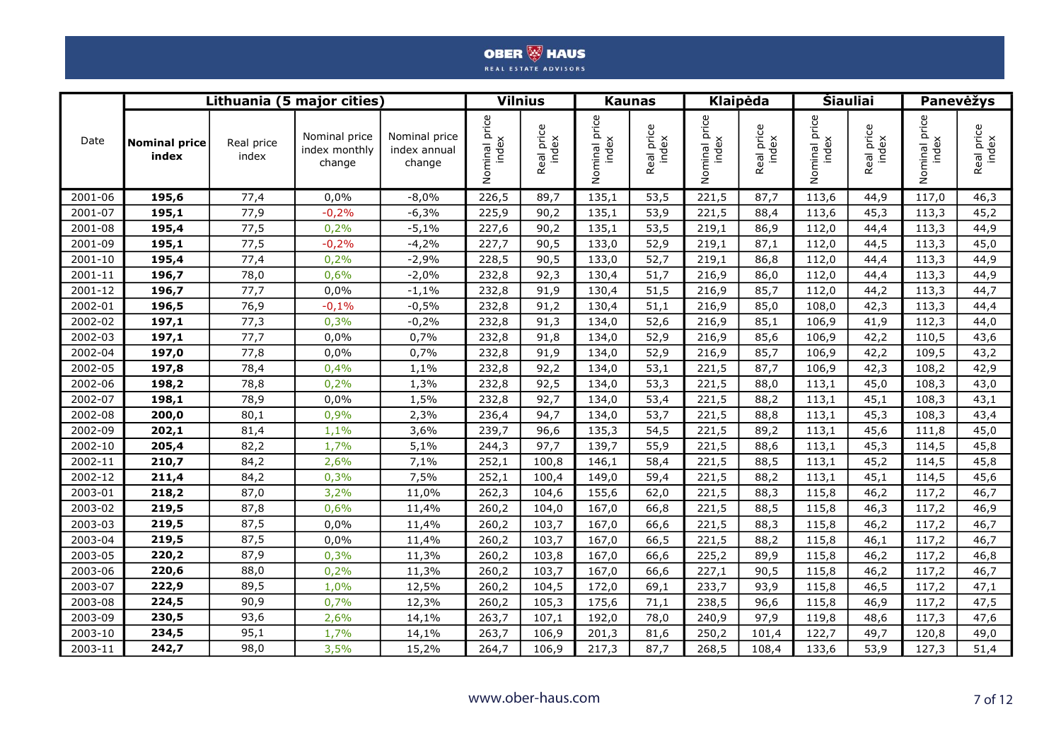| Date | Lithuania (5 major cities) | | | | Vilnius | | Kaunas | | Klaipėda | | Šiauliai | | Panevėžys | |
|---|---|---|---|---|---|---|---|---|---|---|---|---|---|---|
| | **Nominal price index** | Real price index | Nominal price index monthly change | Nominal price index annual change | Nominal price index | Real price index | Nominal price index | Real price index | Nominal price index | Real price index | Nominal price index | Real price index | Nominal price index | Real price index |
| 2001-06 | **195,6** | 77,4 | 0,0% | -8,0% | 226,5 | 89,7 | 135,1 | 53,5 | 221,5 | 87,7 | 113,6 | 44,9 | 117,0 | 46,3 |
| 2001-07 | **195,1** | 77,9 | -0,2% | -6,3% | 225,9 | 90,2 | 135,1 | 53,9 | 221,5 | 88,4 | 113,6 | 45,3 | 113,3 | 45,2 |
| 2001-08 | **195,4** | 77,5 | 0,2% | -5,1% | 227,6 | 90,2 | 135,1 | 53,5 | 219,1 | 86,9 | 112,0 | 44,4 | 113,3 | 44,9 |
| 2001-09 | **195,1** | 77,5 | -0,2% | -4,2% | 227,7 | 90,5 | 133,0 | 52,9 | 219,1 | 87,1 | 112,0 | 44,5 | 113,3 | 45,0 |
| 2001-10 | **195,4** | 77,4 | 0,2% | -2,9% | 228,5 | 90,5 | 133,0 | 52,7 | 219,1 | 86,8 | 112,0 | 44,4 | 113,3 | 44,9 |
| 2001-11 | **196,7** | 78,0 | 0,6% | -2,0% | 232,8 | 92,3 | 130,4 | 51,7 | 216,9 | 86,0 | 112,0 | 44,4 | 113,3 | 44,9 |
| 2001-12 | **196,7** | 77,7 | 0,0% | -1,1% | 232,8 | 91,9 | 130,4 | 51,5 | 216,9 | 85,7 | 112,0 | 44,2 | 113,3 | 44,7 |
| 2002-01 | **196,5** | 76,9 | -0,1% | -0,5% | 232,8 | 91,2 | 130,4 | 51,1 | 216,9 | 85,0 | 108,0 | 42,3 | 113,3 | 44,4 |
| 2002-02 | **197,1** | 77,3 | 0,3% | -0,2% | 232,8 | 91,3 | 134,0 | 52,6 | 216,9 | 85,1 | 106,9 | 41,9 | 112,3 | 44,0 |
| 2002-03 | **197,1** | 77,7 | 0,0% | 0,7% | 232,8 | 91,8 | 134,0 | 52,9 | 216,9 | 85,6 | 106,9 | 42,2 | 110,5 | 43,6 |
| 2002-04 | **197,0** | 77,8 | 0,0% | 0,7% | 232,8 | 91,9 | 134,0 | 52,9 | 216,9 | 85,7 | 106,9 | 42,2 | 109,5 | 43,2 |
| 2002-05 | **197,8** | 78,4 | 0,4% | 1,1% | 232,8 | 92,2 | 134,0 | 53,1 | 221,5 | 87,7 | 106,9 | 42,3 | 108,2 | 42,9 |
| 2002-06 | **198,2** | 78,8 | 0,2% | 1,3% | 232,8 | 92,5 | 134,0 | 53,3 | 221,5 | 88,0 | 113,1 | 45,0 | 108,3 | 43,0 |
| 2002-07 | **198,1** | 78,9 | 0,0% | 1,5% | 232,8 | 92,7 | 134,0 | 53,4 | 221,5 | 88,2 | 113,1 | 45,1 | 108,3 | 43,1 |
| 2002-08 | **200,0** | 80,1 | 0,9% | 2,3% | 236,4 | 94,7 | 134,0 | 53,7 | 221,5 | 88,8 | 113,1 | 45,3 | 108,3 | 43,4 |
| 2002-09 | **202,1** | 81,4 | 1,1% | 3,6% | 239,7 | 96,6 | 135,3 | 54,5 | 221,5 | 89,2 | 113,1 | 45,6 | 111,8 | 45,0 |
| 2002-10 | **205,4** | 82,2 | 1,7% | 5,1% | 244,3 | 97,7 | 139,7 | 55,9 | 221,5 | 88,6 | 113,1 | 45,3 | 114,5 | 45,8 |
| 2002-11 | **210,7** | 84,2 | 2,6% | 7,1% | 252,1 | 100,8 | 146,1 | 58,4 | 221,5 | 88,5 | 113,1 | 45,2 | 114,5 | 45,8 |
| 2002-12 | **211,4** | 84,2 | 0,3% | 7,5% | 252,1 | 100,4 | 149,0 | 59,4 | 221,5 | 88,2 | 113,1 | 45,1 | 114,5 | 45,6 |
| 2003-01 | **218,2** | 87,0 | 3,2% | 11,0% | 262,3 | 104,6 | 155,6 | 62,0 | 221,5 | 88,3 | 115,8 | 46,2 | 117,2 | 46,7 |
| 2003-02 | **219,5** | 87,8 | 0,6% | 11,4% | 260,2 | 104,0 | 167,0 | 66,8 | 221,5 | 88,5 | 115,8 | 46,3 | 117,2 | 46,9 |
| 2003-03 | **219,5** | 87,5 | 0,0% | 11,4% | 260,2 | 103,7 | 167,0 | 66,6 | 221,5 | 88,3 | 115,8 | 46,2 | 117,2 | 46,7 |
| 2003-04 | **219,5** | 87,5 | 0,0% | 11,4% | 260,2 | 103,7 | 167,0 | 66,5 | 221,5 | 88,2 | 115,8 | 46,1 | 117,2 | 46,7 |
| 2003-05 | **220,2** | 87,9 | 0,3% | 11,3% | 260,2 | 103,8 | 167,0 | 66,6 | 225,2 | 89,9 | 115,8 | 46,2 | 117,2 | 46,8 |
| 2003-06 | **220,6** | 88,0 | 0,2% | 11,3% | 260,2 | 103,7 | 167,0 | 66,6 | 227,1 | 90,5 | 115,8 | 46,2 | 117,2 | 46,7 |
| 2003-07 | **222,9** | 89,5 | 1,0% | 12,5% | 260,2 | 104,5 | 172,0 | 69,1 | 233,7 | 93,9 | 115,8 | 46,5 | 117,2 | 47,1 |
| 2003-08 | **224,5** | 90,9 | 0,7% | 12,3% | 260,2 | 105,3 | 175,6 | 71,1 | 238,5 | 96,6 | 115,8 | 46,9 | 117,2 | 47,5 |
| 2003-09 | **230,5** | 93,6 | 2,6% | 14,1% | 263,7 | 107,1 | 192,0 | 78,0 | 240,9 | 97,9 | 119,8 | 48,6 | 117,3 | 47,6 |
| 2003-10 | **234,5** | 95,1 | 1,7% | 14,1% | 263,7 | 106,9 | 201,3 | 81,6 | 250,2 | 101,4 | 122,7 | 49,7 | 120,8 | 49,0 |
| 2003-11 | **242,7** | 98,0 | 3,5% | 15,2% | 264,7 | 106,9 | 217,3 | 87,7 | 268,5 | 108,4 | 133,6 | 53,9 | 127,3 | 51,4 |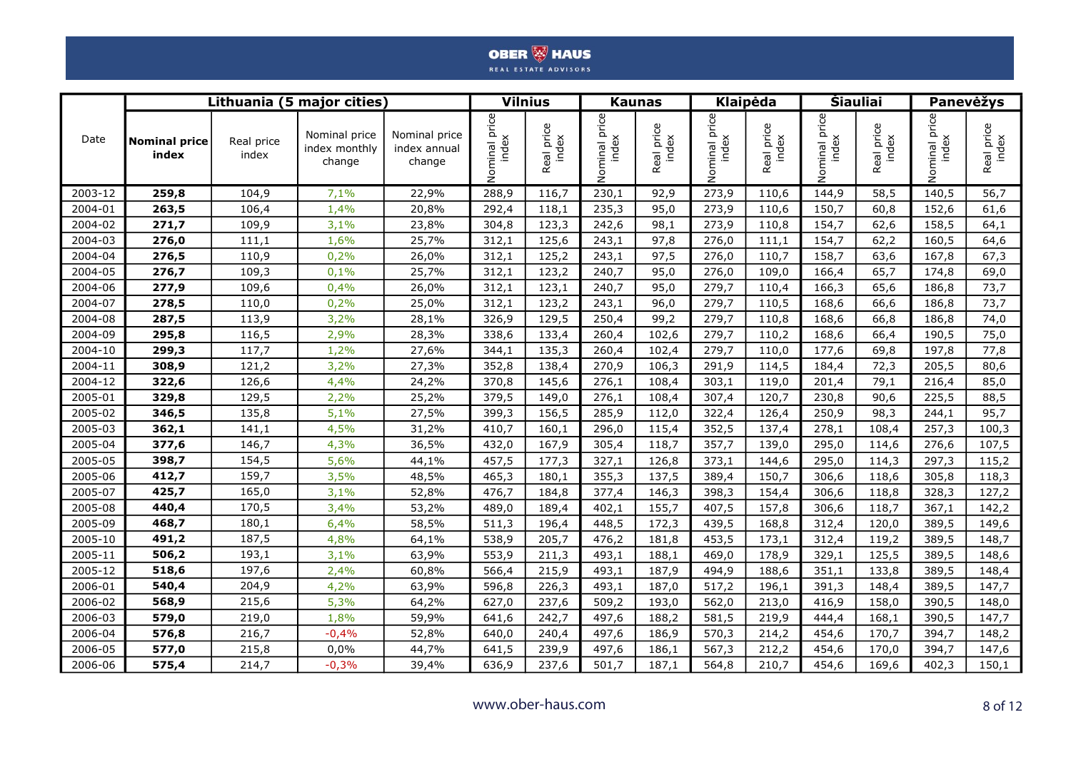| Date | Lithuania (5 major cities) | | | | Vilnius | | Kaunas | | Klaipėda | | Šiauliai | | Panevėžys | |
|---|---|---|---|---|---|---|---|---|---|---|---|---|---|---|
| | **Nominal price index** | Real price index | Nominal price index monthly change | Nominal price index annual change | Nominal price index | Real price index | Nominal price index | Real price index | Nominal price index | Real price index | Nominal price index | Real price index | Nominal price index | Real price index |
| 2003-12 | **259,8** | 104,9 | 7,1% | 22,9% | 288,9 | 116,7 | 230,1 | 92,9 | 273,9 | 110,6 | 144,9 | 58,5 | 140,5 | 56,7 |
| 2004-01 | **263,5** | 106,4 | 1,4% | 20,8% | 292,4 | 118,1 | 235,3 | 95,0 | 273,9 | 110,6 | 150,7 | 60,8 | 152,6 | 61,6 |
| 2004-02 | **271,7** | 109,9 | 3,1% | 23,8% | 304,8 | 123,3 | 242,6 | 98,1 | 273,9 | 110,8 | 154,7 | 62,6 | 158,5 | 64,1 |
| 2004-03 | **276,0** | 111,1 | 1,6% | 25,7% | 312,1 | 125,6 | 243,1 | 97,8 | 276,0 | 111,1 | 154,7 | 62,2 | 160,5 | 64,6 |
| 2004-04 | **276,5** | 110,9 | 0,2% | 26,0% | 312,1 | 125,2 | 243,1 | 97,5 | 276,0 | 110,7 | 158,7 | 63,6 | 167,8 | 67,3 |
| 2004-05 | **276,7** | 109,3 | 0,1% | 25,7% | 312,1 | 123,2 | 240,7 | 95,0 | 276,0 | 109,0 | 166,4 | 65,7 | 174,8 | 69,0 |
| 2004-06 | **277,9** | 109,6 | 0,4% | 26,0% | 312,1 | 123,1 | 240,7 | 95,0 | 279,7 | 110,4 | 166,3 | 65,6 | 186,8 | 73,7 |
| 2004-07 | **278,5** | 110,0 | 0,2% | 25,0% | 312,1 | 123,2 | 243,1 | 96,0 | 279,7 | 110,5 | 168,6 | 66,6 | 186,8 | 73,7 |
| 2004-08 | **287,5** | 113,9 | 3,2% | 28,1% | 326,9 | 129,5 | 250,4 | 99,2 | 279,7 | 110,8 | 168,6 | 66,8 | 186,8 | 74,0 |
| 2004-09 | **295,8** | 116,5 | 2,9% | 28,3% | 338,6 | 133,4 | 260,4 | 102,6 | 279,7 | 110,2 | 168,6 | 66,4 | 190,5 | 75,0 |
| 2004-10 | **299,3** | 117,7 | 1,2% | 27,6% | 344,1 | 135,3 | 260,4 | 102,4 | 279,7 | 110,0 | 177,6 | 69,8 | 197,8 | 77,8 |
| 2004-11 | **308,9** | 121,2 | 3,2% | 27,3% | 352,8 | 138,4 | 270,9 | 106,3 | 291,9 | 114,5 | 184,4 | 72,3 | 205,5 | 80,6 |
| 2004-12 | **322,6** | 126,6 | 4,4% | 24,2% | 370,8 | 145,6 | 276,1 | 108,4 | 303,1 | 119,0 | 201,4 | 79,1 | 216,4 | 85,0 |
| 2005-01 | **329,8** | 129,5 | 2,2% | 25,2% | 379,5 | 149,0 | 276,1 | 108,4 | 307,4 | 120,7 | 230,8 | 90,6 | 225,5 | 88,5 |
| 2005-02 | **346,5** | 135,8 | 5,1% | 27,5% | 399,3 | 156,5 | 285,9 | 112,0 | 322,4 | 126,4 | 250,9 | 98,3 | 244,1 | 95,7 |
| 2005-03 | **362,1** | 141,1 | 4,5% | 31,2% | 410,7 | 160,1 | 296,0 | 115,4 | 352,5 | 137,4 | 278,1 | 108,4 | 257,3 | 100,3 |
| 2005-04 | **377,6** | 146,7 | 4,3% | 36,5% | 432,0 | 167,9 | 305,4 | 118,7 | 357,7 | 139,0 | 295,0 | 114,6 | 276,6 | 107,5 |
| 2005-05 | **398,7** | 154,5 | 5,6% | 44,1% | 457,5 | 177,3 | 327,1 | 126,8 | 373,1 | 144,6 | 295,0 | 114,3 | 297,3 | 115,2 |
| 2005-06 | **412,7** | 159,7 | 3,5% | 48,5% | 465,3 | 180,1 | 355,3 | 137,5 | 389,4 | 150,7 | 306,6 | 118,6 | 305,8 | 118,3 |
| 2005-07 | **425,7** | 165,0 | 3,1% | 52,8% | 476,7 | 184,8 | 377,4 | 146,3 | 398,3 | 154,4 | 306,6 | 118,8 | 328,3 | 127,2 |
| 2005-08 | **440,4** | 170,5 | 3,4% | 53,2% | 489,0 | 189,4 | 402,1 | 155,7 | 407,5 | 157,8 | 306,6 | 118,7 | 367,1 | 142,2 |
| 2005-09 | **468,7** | 180,1 | 6,4% | 58,5% | 511,3 | 196,4 | 448,5 | 172,3 | 439,5 | 168,8 | 312,4 | 120,0 | 389,5 | 149,6 |
| 2005-10 | **491,2** | 187,5 | 4,8% | 64,1% | 538,9 | 205,7 | 476,2 | 181,8 | 453,5 | 173,1 | 312,4 | 119,2 | 389,5 | 148,7 |
| 2005-11 | **506,2** | 193,1 | 3,1% | 63,9% | 553,9 | 211,3 | 493,1 | 188,1 | 469,0 | 178,9 | 329,1 | 125,5 | 389,5 | 148,6 |
| 2005-12 | **518,6** | 197,6 | 2,4% | 60,8% | 566,4 | 215,9 | 493,1 | 187,9 | 494,9 | 188,6 | 351,1 | 133,8 | 389,5 | 148,4 |
| 2006-01 | **540,4** | 204,9 | 4,2% | 63,9% | 596,8 | 226,3 | 493,1 | 187,0 | 517,2 | 196,1 | 391,3 | 148,4 | 389,5 | 147,7 |
| 2006-02 | **568,9** | 215,6 | 5,3% | 64,2% | 627,0 | 237,6 | 509,2 | 193,0 | 562,0 | 213,0 | 416,9 | 158,0 | 390,5 | 148,0 |
| 2006-03 | **579,0** | 219,0 | 1,8% | 59,9% | 641,6 | 242,7 | 497,6 | 188,2 | 581,5 | 219,9 | 444,4 | 168,1 | 390,5 | 147,7 |
| 2006-04 | **576,8** | 216,7 | -0,4% | 52,8% | 640,0 | 240,4 | 497,6 | 186,9 | 570,3 | 214,2 | 454,6 | 170,7 | 394,7 | 148,2 |
| 2006-05 | **577,0** | 215,8 | 0,0% | 44,7% | 641,5 | 239,9 | 497,6 | 186,1 | 567,3 | 212,2 | 454,6 | 170,0 | 394,7 | 147,6 |
| 2006-06 | **575,4** | 214,7 | -0,3% | 39,4% | 636,9 | 237,6 | 501,7 | 187,1 | 564,8 | 210,7 | 454,6 | 169,6 | 402,3 | 150,1 |

www.ober-haus.com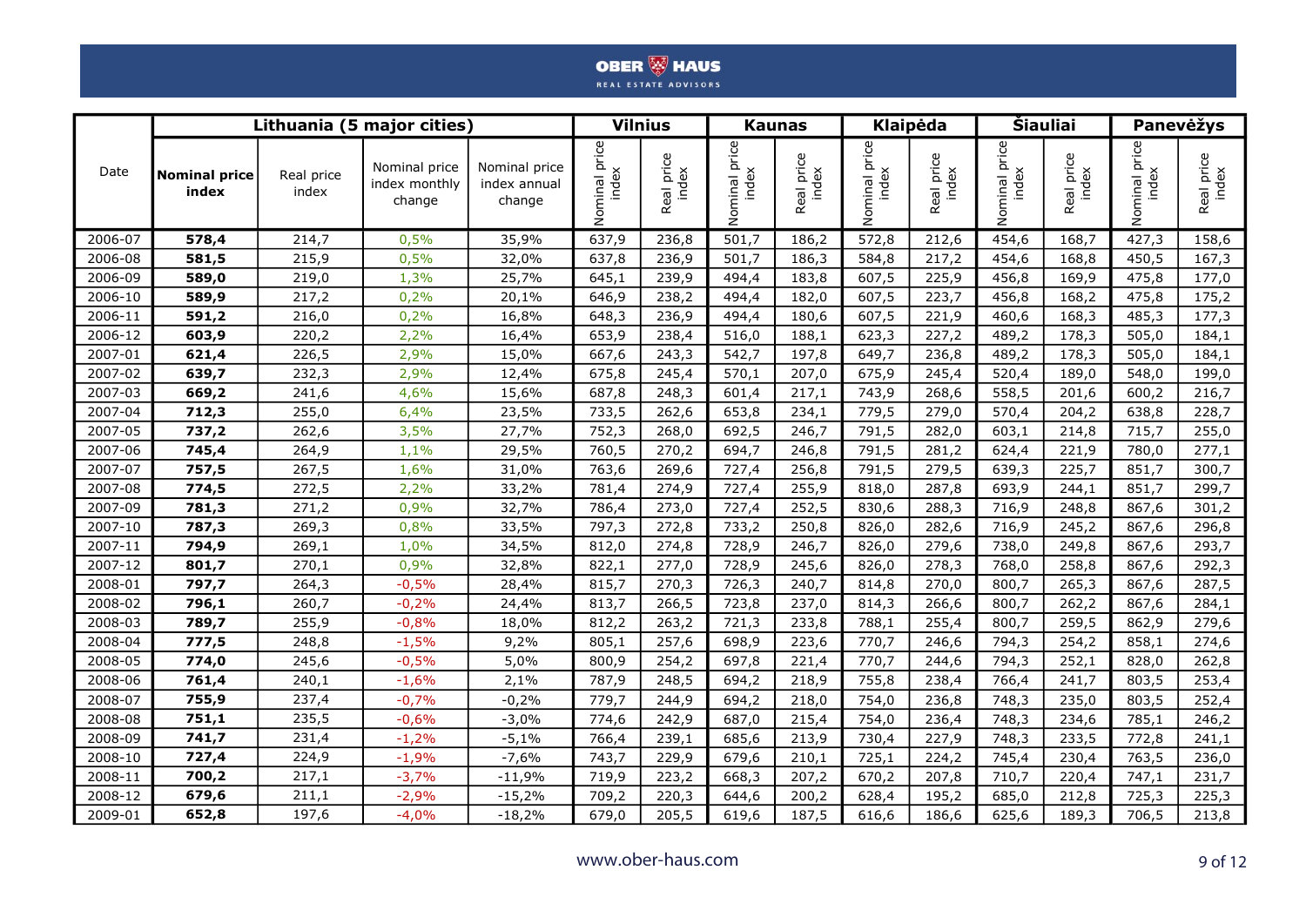| Date | Lithuania (5 major cities) | | | | Vilnius | | Kaunas | | Klaipėda | | Šiauliai | | Panevėžys | |
|---|---|---|---|---|---|---|---|---|---|---|---|---|---|---|
| | **Nominal price index** | Real price index | Nominal price index monthly change | Nominal price index annual change | Nominal price index | Real price index | Nominal price index | Real price index | Nominal price index | Real price index | Nominal price index | Real price index | Nominal price index | Real price index |
| 2006-07 | **578,4** | 214,7 | 0,5% | 35,9% | 637,9 | 236,8 | 501,7 | 186,2 | 572,8 | 212,6 | 454,6 | 168,7 | 427,3 | 158,6 |
| 2006-08 | **581,5** | 215,9 | 0,5% | 32,0% | 637,8 | 236,9 | 501,7 | 186,3 | 584,8 | 217,2 | 454,6 | 168,8 | 450,5 | 167,3 |
| 2006-09 | **589,0** | 219,0 | 1,3% | 25,7% | 645,1 | 239,9 | 494,4 | 183,8 | 607,5 | 225,9 | 456,8 | 169,9 | 475,8 | 177,0 |
| 2006-10 | **589,9** | 217,2 | 0,2% | 20,1% | 646,9 | 238,2 | 494,4 | 182,0 | 607,5 | 223,7 | 456,8 | 168,2 | 475,8 | 175,2 |
| 2006-11 | **591,2** | 216,0 | 0,2% | 16,8% | 648,3 | 236,9 | 494,4 | 180,6 | 607,5 | 221,9 | 460,6 | 168,3 | 485,3 | 177,3 |
| 2006-12 | **603,9** | 220,2 | 2,2% | 16,4% | 653,9 | 238,4 | 516,0 | 188,1 | 623,3 | 227,2 | 489,2 | 178,3 | 505,0 | 184,1 |
| 2007-01 | **621,4** | 226,5 | 2,9% | 15,0% | 667,6 | 243,3 | 542,7 | 197,8 | 649,7 | 236,8 | 489,2 | 178,3 | 505,0 | 184,1 |
| 2007-02 | **639,7** | 232,3 | 2,9% | 12,4% | 675,8 | 245,4 | 570,1 | 207,0 | 675,9 | 245,4 | 520,4 | 189,0 | 548,0 | 199,0 |
| 2007-03 | **669,2** | 241,6 | 4,6% | 15,6% | 687,8 | 248,3 | 601,4 | 217,1 | 743,9 | 268,6 | 558,5 | 201,6 | 600,2 | 216,7 |
| 2007-04 | **712,3** | 255,0 | 6,4% | 23,5% | 733,5 | 262,6 | 653,8 | 234,1 | 779,5 | 279,0 | 570,4 | 204,2 | 638,8 | 228,7 |
| 2007-05 | **737,2** | 262,6 | 3,5% | 27,7% | 752,3 | 268,0 | 692,5 | 246,7 | 791,5 | 282,0 | 603,1 | 214,8 | 715,7 | 255,0 |
| 2007-06 | **745,4** | 264,9 | 1,1% | 29,5% | 760,5 | 270,2 | 694,7 | 246,8 | 791,5 | 281,2 | 624,4 | 221,9 | 780,0 | 277,1 |
| 2007-07 | **757,5** | 267,5 | 1,6% | 31,0% | 763,6 | 269,6 | 727,4 | 256,8 | 791,5 | 279,5 | 639,3 | 225,7 | 851,7 | 300,7 |
| 2007-08 | **774,5** | 272,5 | 2,2% | 33,2% | 781,4 | 274,9 | 727,4 | 255,9 | 818,0 | 287,8 | 693,9 | 244,1 | 851,7 | 299,7 |
| 2007-09 | **781,3** | 271,2 | 0,9% | 32,7% | 786,4 | 273,0 | 727,4 | 252,5 | 830,6 | 288,3 | 716,9 | 248,8 | 867,6 | 301,2 |
| 2007-10 | **787,3** | 269,3 | 0,8% | 33,5% | 797,3 | 272,8 | 733,2 | 250,8 | 826,0 | 282,6 | 716,9 | 245,2 | 867,6 | 296,8 |
| 2007-11 | **794,9** | 269,1 | 1,0% | 34,5% | 812,0 | 274,8 | 728,9 | 246,7 | 826,0 | 279,6 | 738,0 | 249,8 | 867,6 | 293,7 |
| 2007-12 | **801,7** | 270,1 | 0,9% | 32,8% | 822,1 | 277,0 | 728,9 | 245,6 | 826,0 | 278,3 | 768,0 | 258,8 | 867,6 | 292,3 |
| 2008-01 | **797,7** | 264,3 | -0,5% | 28,4% | 815,7 | 270,3 | 726,3 | 240,7 | 814,8 | 270,0 | 800,7 | 265,3 | 867,6 | 287,5 |
| 2008-02 | **796,1** | 260,7 | -0,2% | 24,4% | 813,7 | 266,5 | 723,8 | 237,0 | 814,3 | 266,6 | 800,7 | 262,2 | 867,6 | 284,1 |
| 2008-03 | **789,7** | 255,9 | -0,8% | 18,0% | 812,2 | 263,2 | 721,3 | 233,8 | 788,1 | 255,4 | 800,7 | 259,5 | 862,9 | 279,6 |
| 2008-04 | **777,5** | 248,8 | -1,5% | 9,2% | 805,1 | 257,6 | 698,9 | 223,6 | 770,7 | 246,6 | 794,3 | 254,2 | 858,1 | 274,6 |
| 2008-05 | **774,0** | 245,6 | -0,5% | 5,0% | 800,9 | 254,2 | 697,8 | 221,4 | 770,7 | 244,6 | 794,3 | 252,1 | 828,0 | 262,8 |
| 2008-06 | **761,4** | 240,1 | -1,6% | 2,1% | 787,9 | 248,5 | 694,2 | 218,9 | 755,8 | 238,4 | 766,4 | 241,7 | 803,5 | 253,4 |
| 2008-07 | **755,9** | 237,4 | -0,7% | -0,2% | 779,7 | 244,9 | 694,2 | 218,0 | 754,0 | 236,8 | 748,3 | 235,0 | 803,5 | 252,4 |
| 2008-08 | **751,1** | 235,5 | -0,6% | -3,0% | 774,6 | 242,9 | 687,0 | 215,4 | 754,0 | 236,4 | 748,3 | 234,6 | 785,1 | 246,2 |
| 2008-09 | **741,7** | 231,4 | -1,2% | -5,1% | 766,4 | 239,1 | 685,6 | 213,9 | 730,4 | 227,9 | 748,3 | 233,5 | 772,8 | 241,1 |
| 2008-10 | **727,4** | 224,9 | -1,9% | -7,6% | 743,7 | 229,9 | 679,6 | 210,1 | 725,1 | 224,2 | 745,4 | 230,4 | 763,5 | 236,0 |
| 2008-11 | **700,2** | 217,1 | -3,7% | -11,9% | 719,9 | 223,2 | 668,3 | 207,2 | 670,2 | 207,8 | 710,7 | 220,4 | 747,1 | 231,7 |
| 2008-12 | **679,6** | 211,1 | -2,9% | -15,2% | 709,2 | 220,3 | 644,6 | 200,2 | 628,4 | 195,2 | 685,0 | 212,8 | 725,3 | 225,3 |
| 2009-01 | **652,8** | 197,6 | -4,0% | -18,2% | 679,0 | 205,5 | 619,6 | 187,5 | 616,6 | 186,6 | 625,6 | 189,3 | 706,5 | 213,8 |

www.ober-haus.com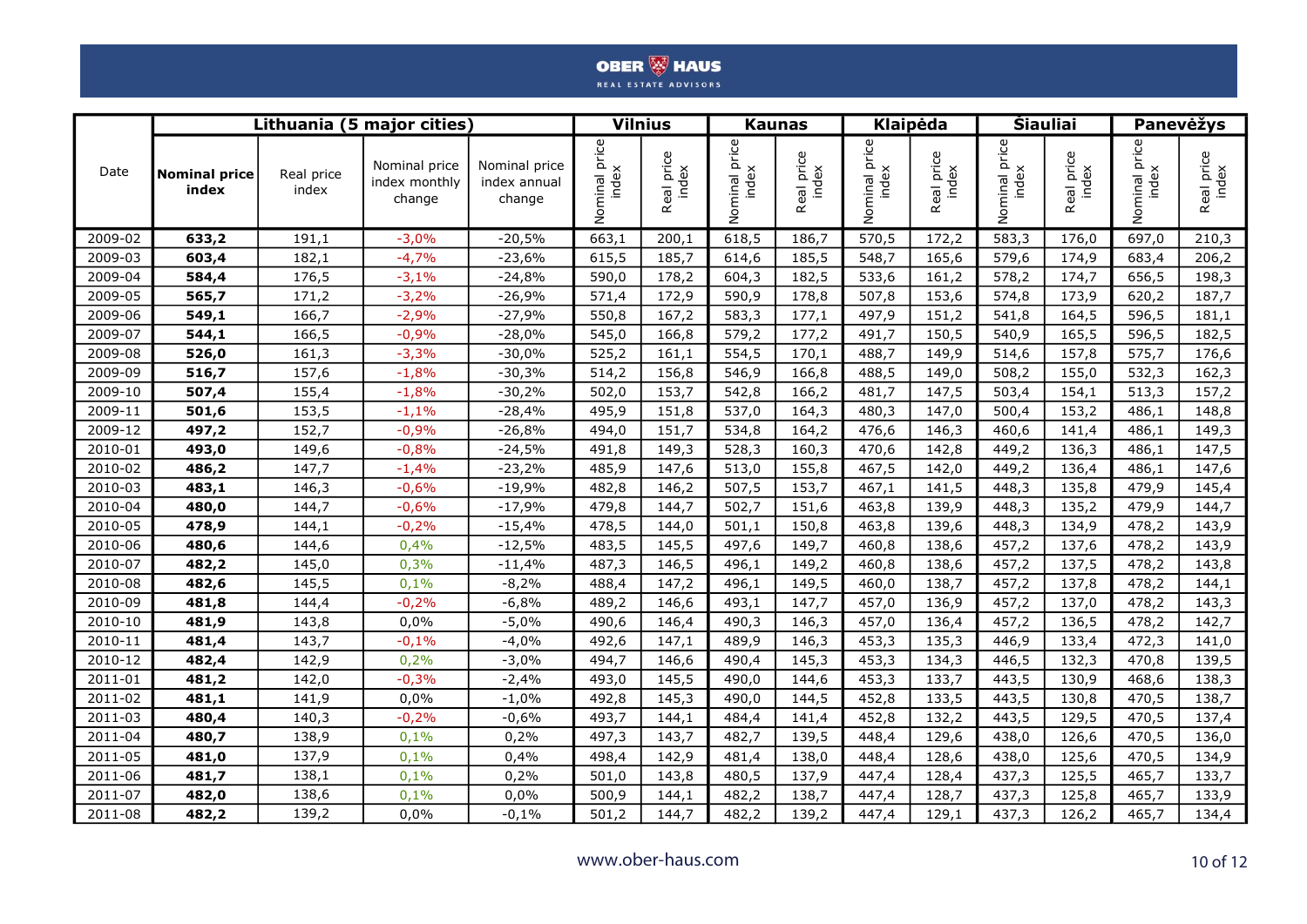| Date | Lithuania (5 major cities) | | | | Vilnius | | Kaunas | | Klaipėda | | Šiauliai | | Panevėžys | |
|---|---|---|---|---|---|---|---|---|---|---|---|---|---|---|
| | **Nominal price index** | Real price index | Nominal price index monthly change | Nominal price index annual change | Nominal price index | Real price index | Nominal price index | Real price index | Nominal price index | Real price index | Nominal price index | Real price index | Nominal price index | Real price index |
| 2009-02 | **633,2** | 191,1 | -3,0% | -20,5% | 663,1 | 200,1 | 618,5 | 186,7 | 570,5 | 172,2 | 583,3 | 176,0 | 697,0 | 210,3 |
| 2009-03 | **603,4** | 182,1 | -4,7% | -23,6% | 615,5 | 185,7 | 614,6 | 185,5 | 548,7 | 165,6 | 579,6 | 174,9 | 683,4 | 206,2 |
| 2009-04 | **584,4** | 176,5 | -3,1% | -24,8% | 590,0 | 178,2 | 604,3 | 182,5 | 533,6 | 161,2 | 578,2 | 174,7 | 656,5 | 198,3 |
| 2009-05 | **565,7** | 171,2 | -3,2% | -26,9% | 571,4 | 172,9 | 590,9 | 178,8 | 507,8 | 153,6 | 574,8 | 173,9 | 620,2 | 187,7 |
| 2009-06 | **549,1** | 166,7 | -2,9% | -27,9% | 550,8 | 167,2 | 583,3 | 177,1 | 497,9 | 151,2 | 541,8 | 164,5 | 596,5 | 181,1 |
| 2009-07 | **544,1** | 166,5 | -0,9% | -28,0% | 545,0 | 166,8 | 579,2 | 177,2 | 491,7 | 150,5 | 540,9 | 165,5 | 596,5 | 182,5 |
| 2009-08 | **526,0** | 161,3 | -3,3% | -30,0% | 525,2 | 161,1 | 554,5 | 170,1 | 488,7 | 149,9 | 514,6 | 157,8 | 575,7 | 176,6 |
| 2009-09 | **516,7** | 157,6 | -1,8% | -30,3% | 514,2 | 156,8 | 546,9 | 166,8 | 488,5 | 149,0 | 508,2 | 155,0 | 532,3 | 162,3 |
| 2009-10 | **507,4** | 155,4 | -1,8% | -30,2% | 502,0 | 153,7 | 542,8 | 166,2 | 481,7 | 147,5 | 503,4 | 154,1 | 513,3 | 157,2 |
| 2009-11 | **501,6** | 153,5 | -1,1% | -28,4% | 495,9 | 151,8 | 537,0 | 164,3 | 480,3 | 147,0 | 500,4 | 153,2 | 486,1 | 148,8 |
| 2009-12 | **497,2** | 152,7 | -0,9% | -26,8% | 494,0 | 151,7 | 534,8 | 164,2 | 476,6 | 146,3 | 460,6 | 141,4 | 486,1 | 149,3 |
| 2010-01 | **493,0** | 149,6 | -0,8% | -24,5% | 491,8 | 149,3 | 528,3 | 160,3 | 470,6 | 142,8 | 449,2 | 136,3 | 486,1 | 147,5 |
| 2010-02 | **486,2** | 147,7 | -1,4% | -23,2% | 485,9 | 147,6 | 513,0 | 155,8 | 467,5 | 142,0 | 449,2 | 136,4 | 486,1 | 147,6 |
| 2010-03 | **483,1** | 146,3 | -0,6% | -19,9% | 482,8 | 146,2 | 507,5 | 153,7 | 467,1 | 141,5 | 448,3 | 135,8 | 479,9 | 145,4 |
| 2010-04 | **480,0** | 144,7 | -0,6% | -17,9% | 479,8 | 144,7 | 502,7 | 151,6 | 463,8 | 139,9 | 448,3 | 135,2 | 479,9 | 144,7 |
| 2010-05 | **478,9** | 144,1 | -0,2% | -15,4% | 478,5 | 144,0 | 501,1 | 150,8 | 463,8 | 139,6 | 448,3 | 134,9 | 478,2 | 143,9 |
| 2010-06 | **480,6** | 144,6 | 0,4% | -12,5% | 483,5 | 145,5 | 497,6 | 149,7 | 460,8 | 138,6 | 457,2 | 137,6 | 478,2 | 143,9 |
| 2010-07 | **482,2** | 145,0 | 0,3% | -11,4% | 487,3 | 146,5 | 496,1 | 149,2 | 460,8 | 138,6 | 457,2 | 137,5 | 478,2 | 143,8 |
| 2010-08 | **482,6** | 145,5 | 0,1% | -8,2% | 488,4 | 147,2 | 496,1 | 149,5 | 460,0 | 138,7 | 457,2 | 137,8 | 478,2 | 144,1 |
| 2010-09 | **481,8** | 144,4 | -0,2% | -6,8% | 489,2 | 146,6 | 493,1 | 147,7 | 457,0 | 136,9 | 457,2 | 137,0 | 478,2 | 143,3 |
| 2010-10 | **481,9** | 143,8 | 0,0% | -5,0% | 490,6 | 146,4 | 490,3 | 146,3 | 457,0 | 136,4 | 457,2 | 136,5 | 478,2 | 142,7 |
| 2010-11 | **481,4** | 143,7 | -0,1% | -4,0% | 492,6 | 147,1 | 489,9 | 146,3 | 453,3 | 135,3 | 446,9 | 133,4 | 472,3 | 141,0 |
| 2010-12 | **482,4** | 142,9 | 0,2% | -3,0% | 494,7 | 146,6 | 490,4 | 145,3 | 453,3 | 134,3 | 446,5 | 132,3 | 470,8 | 139,5 |
| 2011-01 | **481,2** | 142,0 | -0,3% | -2,4% | 493,0 | 145,5 | 490,0 | 144,6 | 453,3 | 133,7 | 443,5 | 130,9 | 468,6 | 138,3 |
| 2011-02 | **481,1** | 141,9 | 0,0% | -1,0% | 492,8 | 145,3 | 490,0 | 144,5 | 452,8 | 133,5 | 443,5 | 130,8 | 470,5 | 138,7 |
| 2011-03 | **480,4** | 140,3 | -0,2% | -0,6% | 493,7 | 144,1 | 484,4 | 141,4 | 452,8 | 132,2 | 443,5 | 129,5 | 470,5 | 137,4 |
| 2011-04 | **480,7** | 138,9 | 0,1% | 0,2% | 497,3 | 143,7 | 482,7 | 139,5 | 448,4 | 129,6 | 438,0 | 126,6 | 470,5 | 136,0 |
| 2011-05 | **481,0** | 137,9 | 0,1% | 0,4% | 498,4 | 142,9 | 481,4 | 138,0 | 448,4 | 128,6 | 438,0 | 125,6 | 470,5 | 134,9 |
| 2011-06 | **481,7** | 138,1 | 0,1% | 0,2% | 501,0 | 143,8 | 480,5 | 137,9 | 447,4 | 128,4 | 437,3 | 125,5 | 465,7 | 133,7 |
| 2011-07 | **482,0** | 138,6 | 0,1% | 0,0% | 500,9 | 144,1 | 482,2 | 138,7 | 447,4 | 128,7 | 437,3 | 125,8 | 465,7 | 133,9 |
| 2011-08 | **482,2** | 139,2 | 0,0% | -0,1% | 501,2 | 144,7 | 482,2 | 139,2 | 447,4 | 129,1 | 437,3 | 126,2 | 465,7 | 134,4 |

www.ober-haus.com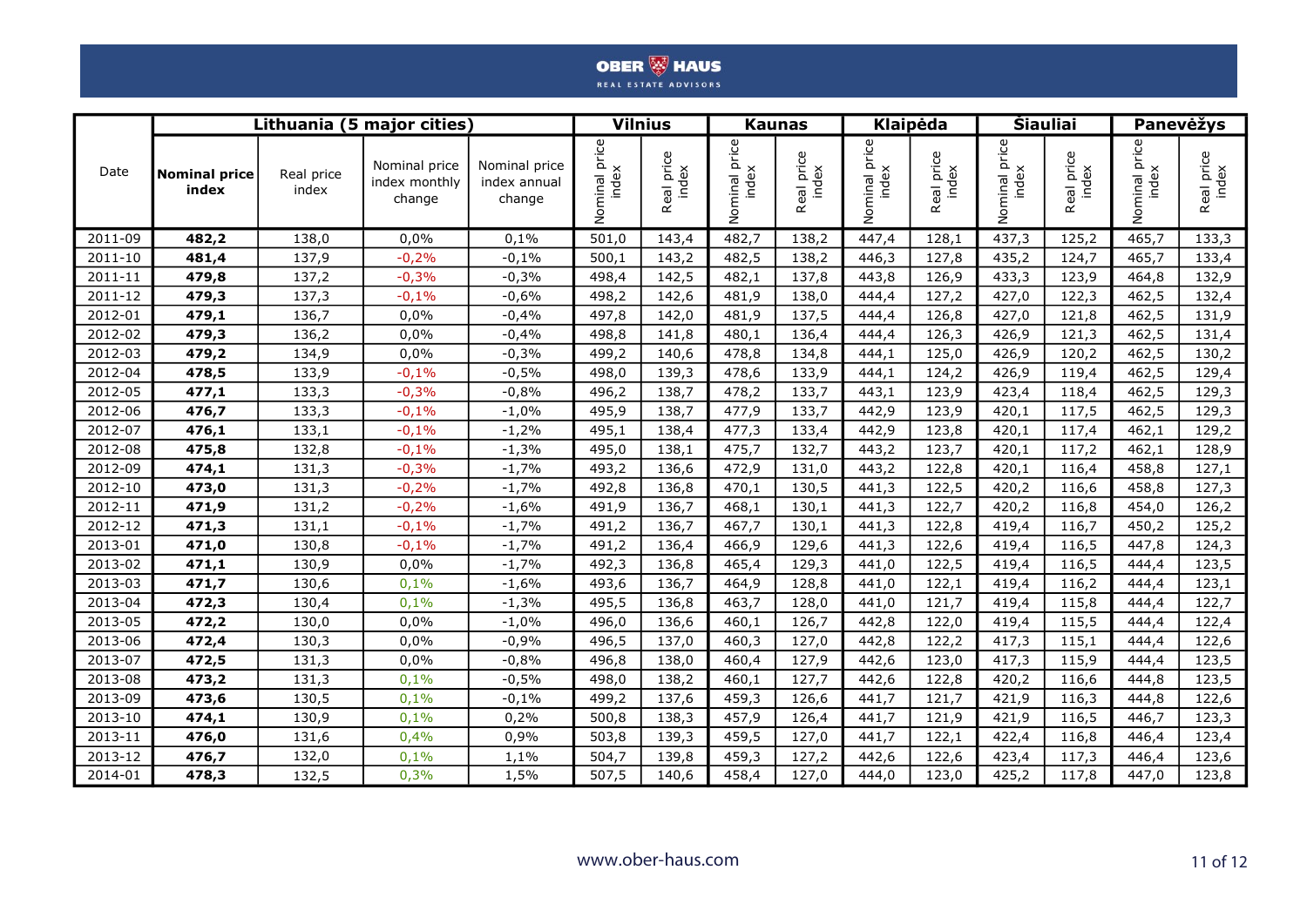| Date | Lithuania (5 major cities) | | | | Vilnius | | Kaunas | | Klaipėda | | Šiauliai | | Panevėžys | |
|---|---|---|---|---|---|---|---|---|---|---|---|---|---|---|
| | **Nominal price index** | Real price index | Nominal price index monthly change | Nominal price index annual change | Nominal price index | Real price index | Nominal price index | Real price index | Nominal price index | Real price index | Nominal price index | Real price index | Nominal price index | Real price index |
| 2011-09 | **482,2** | 138,0 | 0,0% | 0,1% | 501,0 | 143,4 | 482,7 | 138,2 | 447,4 | 128,1 | 437,3 | 125,2 | 465,7 | 133,3 |
| 2011-10 | **481,4** | 137,9 | -0,2% | -0,1% | 500,1 | 143,2 | 482,5 | 138,2 | 446,3 | 127,8 | 435,2 | 124,7 | 465,7 | 133,4 |
| 2011-11 | **479,8** | 137,2 | -0,3% | -0,3% | 498,4 | 142,5 | 482,1 | 137,8 | 443,8 | 126,9 | 433,3 | 123,9 | 464,8 | 132,9 |
| 2011-12 | **479,3** | 137,3 | -0,1% | -0,6% | 498,2 | 142,6 | 481,9 | 138,0 | 444,4 | 127,2 | 427,0 | 122,3 | 462,5 | 132,4 |
| 2012-01 | **479,1** | 136,7 | 0,0% | -0,4% | 497,8 | 142,0 | 481,9 | 137,5 | 444,4 | 126,8 | 427,0 | 121,8 | 462,5 | 131,9 |
| 2012-02 | **479,3** | 136,2 | 0,0% | -0,4% | 498,8 | 141,8 | 480,1 | 136,4 | 444,4 | 126,3 | 426,9 | 121,3 | 462,5 | 131,4 |
| 2012-03 | **479,2** | 134,9 | 0,0% | -0,3% | 499,2 | 140,6 | 478,8 | 134,8 | 444,1 | 125,0 | 426,9 | 120,2 | 462,5 | 130,2 |
| 2012-04 | **478,5** | 133,9 | -0,1% | -0,5% | 498,0 | 139,3 | 478,6 | 133,9 | 444,1 | 124,2 | 426,9 | 119,4 | 462,5 | 129,4 |
| 2012-05 | **477,1** | 133,3 | -0,3% | -0,8% | 496,2 | 138,7 | 478,2 | 133,7 | 443,1 | 123,9 | 423,4 | 118,4 | 462,5 | 129,3 |
| 2012-06 | **476,7** | 133,3 | -0,1% | -1,0% | 495,9 | 138,7 | 477,9 | 133,7 | 442,9 | 123,9 | 420,1 | 117,5 | 462,5 | 129,3 |
| 2012-07 | **476,1** | 133,1 | -0,1% | -1,2% | 495,1 | 138,4 | 477,3 | 133,4 | 442,9 | 123,8 | 420,1 | 117,4 | 462,1 | 129,2 |
| 2012-08 | **475,8** | 132,8 | -0,1% | -1,3% | 495,0 | 138,1 | 475,7 | 132,7 | 443,2 | 123,7 | 420,1 | 117,2 | 462,1 | 128,9 |
| 2012-09 | **474,1** | 131,3 | -0,3% | -1,7% | 493,2 | 136,6 | 472,9 | 131,0 | 443,2 | 122,8 | 420,1 | 116,4 | 458,8 | 127,1 |
| 2012-10 | **473,0** | 131,3 | -0,2% | -1,7% | 492,8 | 136,8 | 470,1 | 130,5 | 441,3 | 122,5 | 420,2 | 116,6 | 458,8 | 127,3 |
| 2012-11 | **471,9** | 131,2 | -0,2% | -1,6% | 491,9 | 136,7 | 468,1 | 130,1 | 441,3 | 122,7 | 420,2 | 116,8 | 454,0 | 126,2 |
| 2012-12 | **471,3** | 131,1 | -0,1% | -1,7% | 491,2 | 136,7 | 467,7 | 130,1 | 441,3 | 122,8 | 419,4 | 116,7 | 450,2 | 125,2 |
| 2013-01 | **471,0** | 130,8 | -0,1% | -1,7% | 491,2 | 136,4 | 466,9 | 129,6 | 441,3 | 122,6 | 419,4 | 116,5 | 447,8 | 124,3 |
| 2013-02 | **471,1** | 130,9 | 0,0% | -1,7% | 492,3 | 136,8 | 465,4 | 129,3 | 441,0 | 122,5 | 419,4 | 116,5 | 444,4 | 123,5 |
| 2013-03 | **471,7** | 130,6 | 0,1% | -1,6% | 493,6 | 136,7 | 464,9 | 128,8 | 441,0 | 122,1 | 419,4 | 116,2 | 444,4 | 123,1 |
| 2013-04 | **472,3** | 130,4 | 0,1% | -1,3% | 495,5 | 136,8 | 463,7 | 128,0 | 441,0 | 121,7 | 419,4 | 115,8 | 444,4 | 122,7 |
| 2013-05 | **472,2** | 130,0 | 0,0% | -1,0% | 496,0 | 136,6 | 460,1 | 126,7 | 442,8 | 122,0 | 419,4 | 115,5 | 444,4 | 122,4 |
| 2013-06 | **472,4** | 130,3 | 0,0% | -0,9% | 496,5 | 137,0 | 460,3 | 127,0 | 442,8 | 122,2 | 417,3 | 115,1 | 444,4 | 122,6 |
| 2013-07 | **472,5** | 131,3 | 0,0% | -0,8% | 496,8 | 138,0 | 460,4 | 127,9 | 442,6 | 123,0 | 417,3 | 115,9 | 444,4 | 123,5 |
| 2013-08 | **473,2** | 131,3 | 0,1% | -0,5% | 498,0 | 138,2 | 460,1 | 127,7 | 442,6 | 122,8 | 420,2 | 116,6 | 444,8 | 123,5 |
| 2013-09 | **473,6** | 130,5 | 0,1% | -0,1% | 499,2 | 137,6 | 459,3 | 126,6 | 441,7 | 121,7 | 421,9 | 116,3 | 444,8 | 122,6 |
| 2013-10 | **474,1** | 130,9 | 0,1% | 0,2% | 500,8 | 138,3 | 457,9 | 126,4 | 441,7 | 121,9 | 421,9 | 116,5 | 446,7 | 123,3 |
| 2013-11 | **476,0** | 131,6 | 0,4% | 0,9% | 503,8 | 139,3 | 459,5 | 127,0 | 441,7 | 122,1 | 422,4 | 116,8 | 446,4 | 123,4 |
| 2013-12 | **476,7** | 132,0 | 0,1% | 1,1% | 504,7 | 139,8 | 459,3 | 127,2 | 442,6 | 122,6 | 423,4 | 117,3 | 446,4 | 123,6 |
| 2014-01 | **478,3** | 132,5 | 0,3% | 1,5% | 507,5 | 140,6 | 458,4 | 127,0 | 444,0 | 123,0 | 425,2 | 117,8 | 447,0 | 123,8 |

www.ober-haus.com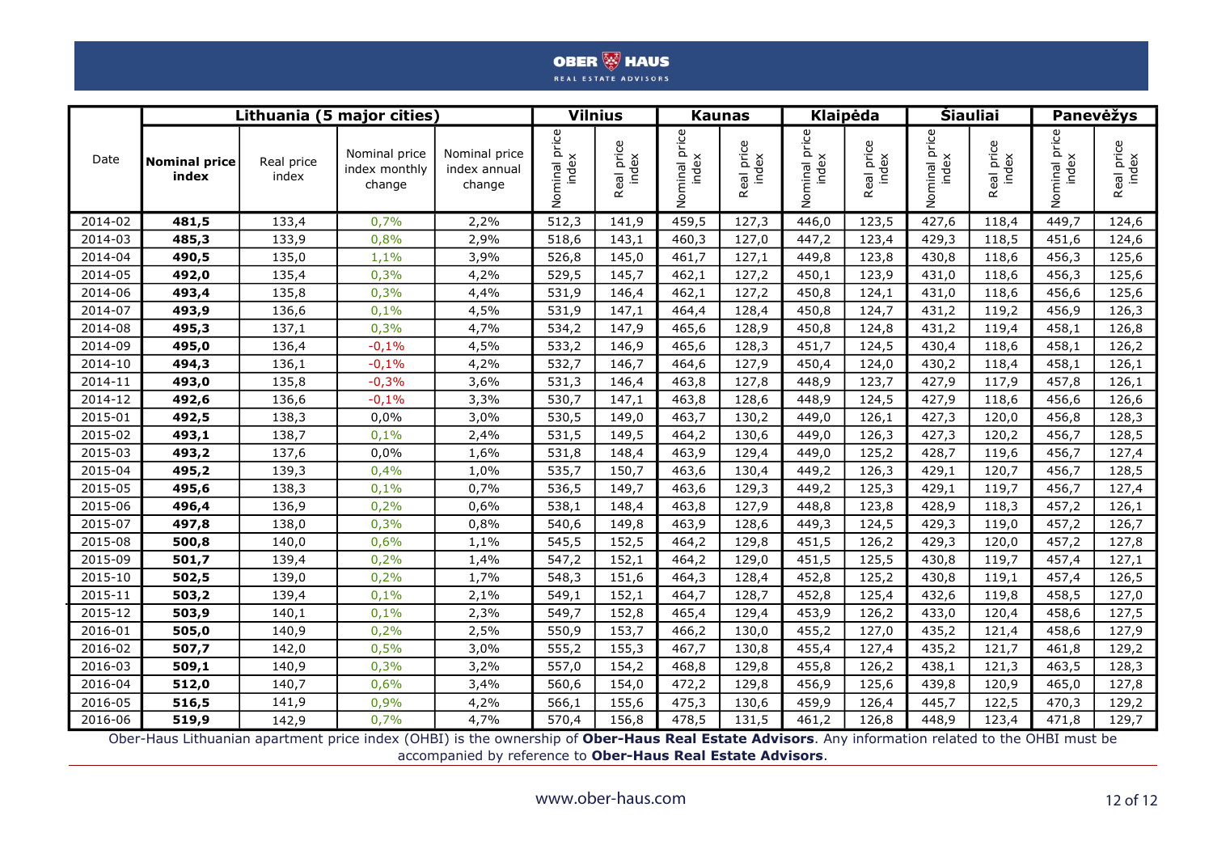| Date | Lithuania (5 major cities) | | | | Vilnius | | Kaunas | | Klaipėda | | Šiauliai | | Panevėžys | |
|---|---|---|---|---|---|---|---|---|---|---|---|---|---|---|
| | **Nominal price index** | Real price index | Nominal price index monthly change | Nominal price index annual change | Nominal price index | Real price index | Nominal price index | Real price index | Nominal price index | Real price index | Nominal price index | Real price index | Nominal price index | Real price index |
| 2014-02 | **481,5** | 133,4 | 0,7% | 2,2% | 512,3 | 141,9 | 459,5 | 127,3 | 446,0 | 123,5 | 427,6 | 118,4 | 449,7 | 124,6 |
| 2014-03 | **485,3** | 133,9 | 0,8% | 2,9% | 518,6 | 143,1 | 460,3 | 127,0 | 447,2 | 123,4 | 429,3 | 118,5 | 451,6 | 124,6 |
| 2014-04 | **490,5** | 135,0 | 1,1% | 3,9% | 526,8 | 145,0 | 461,7 | 127,1 | 449,8 | 123,8 | 430,8 | 118,6 | 456,3 | 125,6 |
| 2014-05 | **492,0** | 135,4 | 0,3% | 4,2% | 529,5 | 145,7 | 462,1 | 127,2 | 450,1 | 123,9 | 431,0 | 118,6 | 456,3 | 125,6 |
| 2014-06 | **493,4** | 135,8 | 0,3% | 4,4% | 531,9 | 146,4 | 462,1 | 127,2 | 450,8 | 124,1 | 431,0 | 118,6 | 456,6 | 125,6 |
| 2014-07 | **493,9** | 136,6 | 0,1% | 4,5% | 531,9 | 147,1 | 464,4 | 128,4 | 450,8 | 124,7 | 431,2 | 119,2 | 456,9 | 126,3 |
| 2014-08 | **495,3** | 137,1 | 0,3% | 4,7% | 534,2 | 147,9 | 465,6 | 128,9 | 450,8 | 124,8 | 431,2 | 119,4 | 458,1 | 126,8 |
| 2014-09 | **495,0** | 136,4 | -0,1% | 4,5% | 533,2 | 146,9 | 465,6 | 128,3 | 451,7 | 124,5 | 430,4 | 118,6 | 458,1 | 126,2 |
| 2014-10 | **494,3** | 136,1 | -0,1% | 4,2% | 532,7 | 146,7 | 464,6 | 127,9 | 450,4 | 124,0 | 430,2 | 118,4 | 458,1 | 126,1 |
| 2014-11 | **493,0** | 135,8 | -0,3% | 3,6% | 531,3 | 146,4 | 463,8 | 127,8 | 448,9 | 123,7 | 427,9 | 117,9 | 457,8 | 126,1 |
| 2014-12 | **492,6** | 136,6 | -0,1% | 3,3% | 530,7 | 147,1 | 463,8 | 128,6 | 448,9 | 124,5 | 427,9 | 118,6 | 456,6 | 126,6 |
| 2015-01 | **492,5** | 138,3 | 0,0% | 3,0% | 530,5 | 149,0 | 463,7 | 130,2 | 449,0 | 126,1 | 427,3 | 120,0 | 456,8 | 128,3 |
| 2015-02 | **493,1** | 138,7 | 0,1% | 2,4% | 531,5 | 149,5 | 464,2 | 130,6 | 449,0 | 126,3 | 427,3 | 120,2 | 456,7 | 128,5 |
| 2015-03 | **493,2** | 137,6 | 0,0% | 1,6% | 531,8 | 148,4 | 463,9 | 129,4 | 449,0 | 125,2 | 428,7 | 119,6 | 456,7 | 127,4 |
| 2015-04 | **495,2** | 139,3 | 0,4% | 1,0% | 535,7 | 150,7 | 463,6 | 130,4 | 449,2 | 126,3 | 429,1 | 120,7 | 456,7 | 128,5 |
| 2015-05 | **495,6** | 138,3 | 0,1% | 0,7% | 536,5 | 149,7 | 463,6 | 129,3 | 449,2 | 125,3 | 429,1 | 119,7 | 456,7 | 127,4 |
| 2015-06 | **496,4** | 136,9 | 0,2% | 0,6% | 538,1 | 148,4 | 463,8 | 127,9 | 448,8 | 123,8 | 428,9 | 118,3 | 457,2 | 126,1 |
| 2015-07 | **497,8** | 138,0 | 0,3% | 0,8% | 540,6 | 149,8 | 463,9 | 128,6 | 449,3 | 124,5 | 429,3 | 119,0 | 457,2 | 126,7 |
| 2015-08 | **500,8** | 140,0 | 0,6% | 1,1% | 545,5 | 152,5 | 464,2 | 129,8 | 451,5 | 126,2 | 429,3 | 120,0 | 457,2 | 127,8 |
| 2015-09 | **501,7** | 139,4 | 0,2% | 1,4% | 547,2 | 152,1 | 464,2 | 129,0 | 451,5 | 125,5 | 430,8 | 119,7 | 457,4 | 127,1 |
| 2015-10 | **502,5** | 139,0 | 0,2% | 1,7% | 548,3 | 151,6 | 464,3 | 128,4 | 452,8 | 125,2 | 430,8 | 119,1 | 457,4 | 126,5 |
| 2015-11 | **503,2** | 139,4 | 0,1% | 2,1% | 549,1 | 152,1 | 464,7 | 128,7 | 452,8 | 125,4 | 432,6 | 119,8 | 458,5 | 127,0 |
| 2015-12 | **503,9** | 140,1 | 0,1% | 2,3% | 549,7 | 152,8 | 465,4 | 129,4 | 453,9 | 126,2 | 433,0 | 120,4 | 458,6 | 127,5 |
| 2016-01 | **505,0** | 140,9 | 0,2% | 2,5% | 550,9 | 153,7 | 466,2 | 130,0 | 455,2 | 127,0 | 435,2 | 121,4 | 458,6 | 127,9 |
| 2016-02 | **507,7** | 142,0 | 0,5% | 3,0% | 555,2 | 155,3 | 467,7 | 130,8 | 455,4 | 127,4 | 435,2 | 121,7 | 461,8 | 129,2 |
| 2016-03 | **509,1** | 140,9 | 0,3% | 3,2% | 557,0 | 154,2 | 468,8 | 129,8 | 455,8 | 126,2 | 438,1 | 121,3 | 463,5 | 128,3 |
| 2016-04 | **512,0** | 140,7 | 0,6% | 3,4% | 560,6 | 154,0 | 472,2 | 129,8 | 456,9 | 125,6 | 439,8 | 120,9 | 465,0 | 127,8 |
| 2016-05 | **516,5** | 141,9 | 0,9% | 4,2% | 566,1 | 155,6 | 475,3 | 130,6 | 459,9 | 126,4 | 445,7 | 122,5 | 470,3 | 129,2 |
| 2016-06 | **519,9** | 142,9 | 0,7% | 4,7% | 570,4 | 156,8 | 478,5 | 131,5 | 461,2 | 126,8 | 448,9 | 123,4 | 471,8 | 129,7 |

Ober-Haus Lithuanian apartment price index (OHBI) is the ownership of **Ober-Haus Real Estate Advisors**. Any information related to the OHBI must be accompanied by reference to **Ober-Haus Real Estate Advisors**.